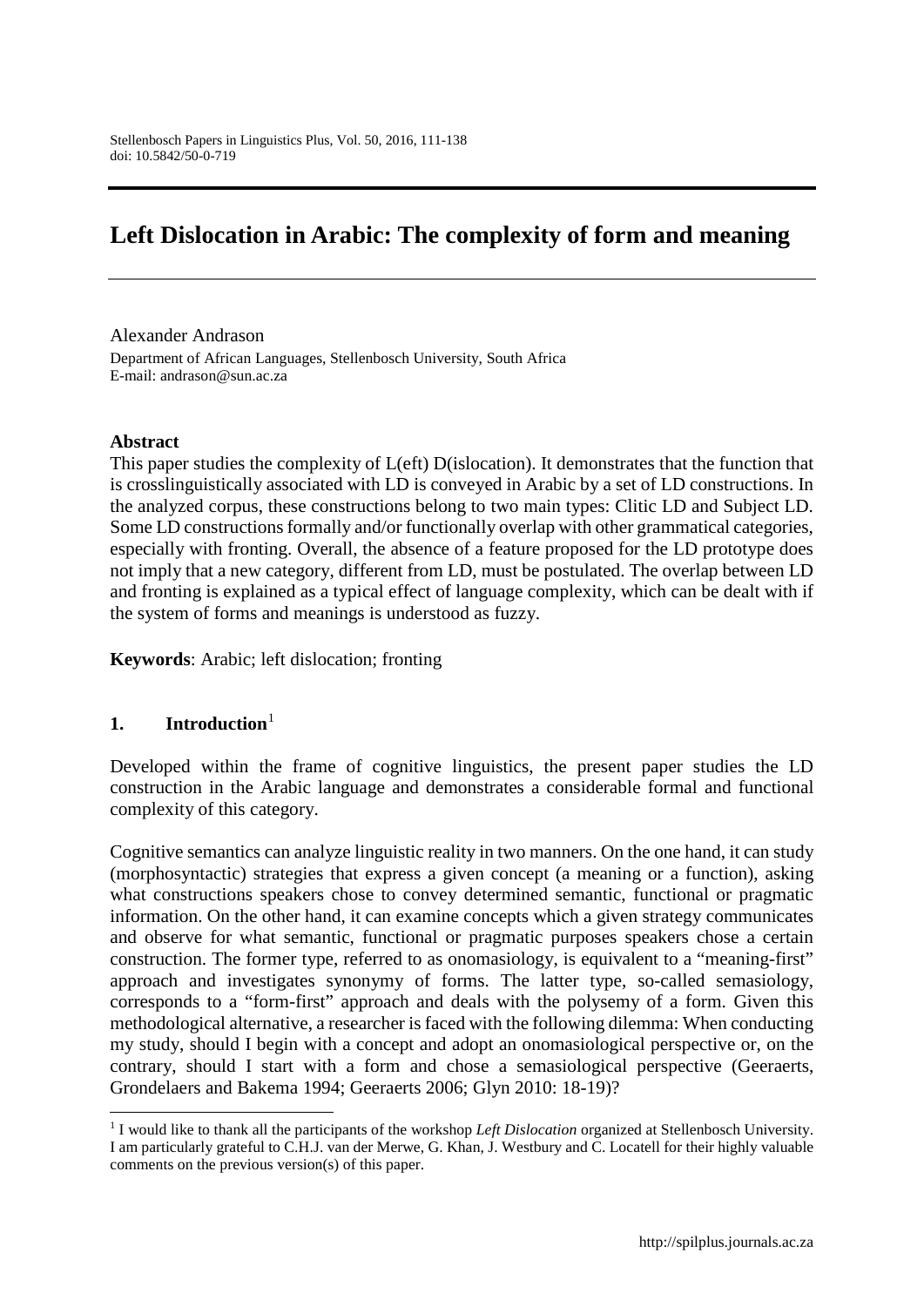# Left Dislocation in Arabic: The complexity of form and meaning

Alexander Andrason

Department of African Languages, Stellenbosch University, South Africa
E-mail: andrason@sun.ac.za

**Abstract**

This paper studies the complexity of L(eft) D(islocation). It demonstrates that the function that is crosslinguistically associated with LD is conveyed in Arabic by a set of LD constructions. In the analyzed corpus, these constructions belong to two main types: Clitic LD and Subject LD. Some LD constructions formally and/or functionally overlap with other grammatical categories, especially with fronting. Overall, the absence of a feature proposed for the LD prototype does not imply that a new category, different from LD, must be postulated. The overlap between LD and fronting is explained as a typical effect of language complexity, which can be dealt with if the system of forms and meanings is understood as fuzzy.

**Keywords**: Arabic; left dislocation; fronting

## 1. Introduction[1]

Developed within the frame of cognitive linguistics, the present paper studies the LD construction in the Arabic language and demonstrates a considerable formal and functional complexity of this category.

Cognitive semantics can analyze linguistic reality in two manners. On the one hand, it can study (morphosyntactic) strategies that express a given concept (a meaning or a function), asking what constructions speakers chose to convey determined semantic, functional or pragmatic information. On the other hand, it can examine concepts which a given strategy communicates and observe for what semantic, functional or pragmatic purposes speakers chose a certain construction. The former type, referred to as onomasiology, is equivalent to a "meaning-first" approach and investigates synonymy of forms. The latter type, so-called semasiology, corresponds to a "form-first" approach and deals with the polysemy of a form. Given this methodological alternative, a researcher is faced with the following dilemma: When conducting my study, should I begin with a concept and adopt an onomasiological perspective or, on the contrary, should I start with a form and chose a semasiological perspective (Geeraerts, Grondelaers and Bakema 1994; Geeraerts 2006; Glyn 2010: 18-19)?

[1] I would like to thank all the participants of the workshop *Left Dislocation* organized at Stellenbosch University. I am particularly grateful to C.H.J. van der Merwe, G. Khan, J. Westbury and C. Locatell for their highly valuable comments on the previous version(s) of this paper.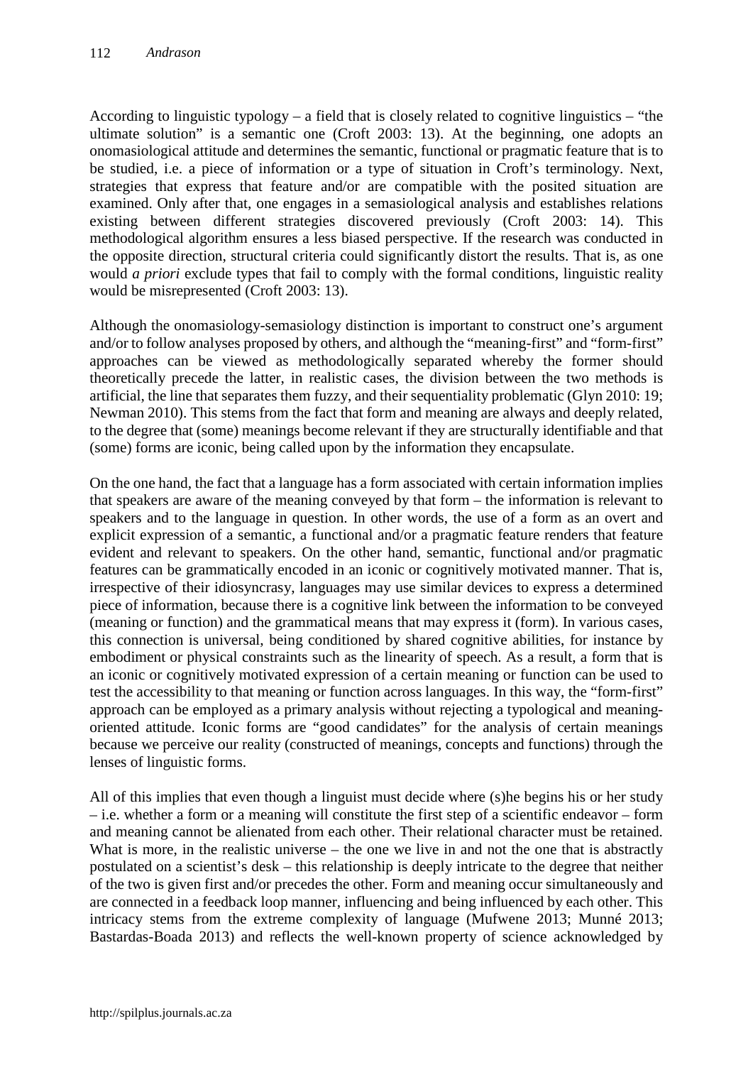According to linguistic typology – a field that is closely related to cognitive linguistics – "the ultimate solution" is a semantic one (Croft 2003: 13). At the beginning, one adopts an onomasiological attitude and determines the semantic, functional or pragmatic feature that is to be studied, i.e. a piece of information or a type of situation in Croft's terminology. Next, strategies that express that feature and/or are compatible with the posited situation are examined. Only after that, one engages in a semasiological analysis and establishes relations existing between different strategies discovered previously (Croft 2003: 14). This methodological algorithm ensures a less biased perspective. If the research was conducted in the opposite direction, structural criteria could significantly distort the results. That is, as one would *a priori* exclude types that fail to comply with the formal conditions, linguistic reality would be misrepresented (Croft 2003: 13).

Although the onomasiology-semasiology distinction is important to construct one's argument and/or to follow analyses proposed by others, and although the "meaning-first" and "form-first" approaches can be viewed as methodologically separated whereby the former should theoretically precede the latter, in realistic cases, the division between the two methods is artificial, the line that separates them fuzzy, and their sequentiality problematic (Glyn 2010: 19; Newman 2010). This stems from the fact that form and meaning are always and deeply related, to the degree that (some) meanings become relevant if they are structurally identifiable and that (some) forms are iconic, being called upon by the information they encapsulate.

On the one hand, the fact that a language has a form associated with certain information implies that speakers are aware of the meaning conveyed by that form – the information is relevant to speakers and to the language in question. In other words, the use of a form as an overt and explicit expression of a semantic, a functional and/or a pragmatic feature renders that feature evident and relevant to speakers. On the other hand, semantic, functional and/or pragmatic features can be grammatically encoded in an iconic or cognitively motivated manner. That is, irrespective of their idiosyncrasy, languages may use similar devices to express a determined piece of information, because there is a cognitive link between the information to be conveyed (meaning or function) and the grammatical means that may express it (form). In various cases, this connection is universal, being conditioned by shared cognitive abilities, for instance by embodiment or physical constraints such as the linearity of speech. As a result, a form that is an iconic or cognitively motivated expression of a certain meaning or function can be used to test the accessibility to that meaning or function across languages. In this way, the "form-first" approach can be employed as a primary analysis without rejecting a typological and meaning-oriented attitude. Iconic forms are "good candidates" for the analysis of certain meanings because we perceive our reality (constructed of meanings, concepts and functions) through the lenses of linguistic forms.

All of this implies that even though a linguist must decide where (s)he begins his or her study – i.e. whether a form or a meaning will constitute the first step of a scientific endeavor – form and meaning cannot be alienated from each other. Their relational character must be retained. What is more, in the realistic universe – the one we live in and not the one that is abstractly postulated on a scientist's desk – this relationship is deeply intricate to the degree that neither of the two is given first and/or precedes the other. Form and meaning occur simultaneously and are connected in a feedback loop manner, influencing and being influenced by each other. This intricacy stems from the extreme complexity of language (Mufwene 2013; Munné 2013; Bastardas-Boada 2013) and reflects the well-known property of science acknowledged by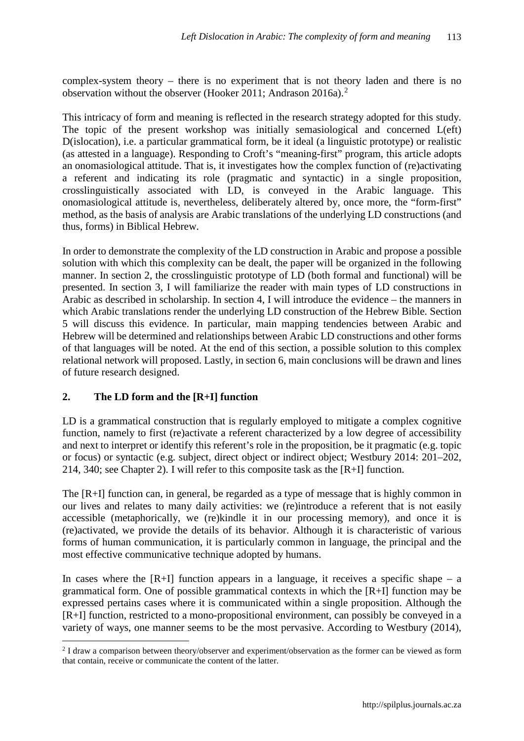complex-system theory – there is no experiment that is not theory laden and there is no observation without the observer (Hooker 2011; Andrason 2016a).[2]

This intricacy of form and meaning is reflected in the research strategy adopted for this study. The topic of the present workshop was initially semasiological and concerned L(eft) D(islocation), i.e. a particular grammatical form, be it ideal (a linguistic prototype) or realistic (as attested in a language). Responding to Croft's "meaning-first" program, this article adopts an onomasiological attitude. That is, it investigates how the complex function of (re)activating a referent and indicating its role (pragmatic and syntactic) in a single proposition, crosslinguistically associated with LD, is conveyed in the Arabic language. This onomasiological attitude is, nevertheless, deliberately altered by, once more, the "form-first" method, as the basis of analysis are Arabic translations of the underlying LD constructions (and thus, forms) in Biblical Hebrew.

In order to demonstrate the complexity of the LD construction in Arabic and propose a possible solution with which this complexity can be dealt, the paper will be organized in the following manner. In section 2, the crosslinguistic prototype of LD (both formal and functional) will be presented. In section 3, I will familiarize the reader with main types of LD constructions in Arabic as described in scholarship. In section 4, I will introduce the evidence – the manners in which Arabic translations render the underlying LD construction of the Hebrew Bible. Section 5 will discuss this evidence. In particular, main mapping tendencies between Arabic and Hebrew will be determined and relationships between Arabic LD constructions and other forms of that languages will be noted. At the end of this section, a possible solution to this complex relational network will proposed. Lastly, in section 6, main conclusions will be drawn and lines of future research designed.

## 2. The LD form and the [R+I] function

LD is a grammatical construction that is regularly employed to mitigate a complex cognitive function, namely to first (re)activate a referent characterized by a low degree of accessibility and next to interpret or identify this referent's role in the proposition, be it pragmatic (e.g. topic or focus) or syntactic (e.g. subject, direct object or indirect object; Westbury 2014: 201–202, 214, 340; see Chapter 2). I will refer to this composite task as the [R+I] function.

The [R+I] function can, in general, be regarded as a type of message that is highly common in our lives and relates to many daily activities: we (re)introduce a referent that is not easily accessible (metaphorically, we (re)kindle it in our processing memory), and once it is (re)activated, we provide the details of its behavior. Although it is characteristic of various forms of human communication, it is particularly common in language, the principal and the most effective communicative technique adopted by humans.

In cases where the [R+I] function appears in a language, it receives a specific shape – a grammatical form. One of possible grammatical contexts in which the [R+I] function may be expressed pertains cases where it is communicated within a single proposition. Although the [R+I] function, restricted to a mono-propositional environment, can possibly be conveyed in a variety of ways, one manner seems to be the most pervasive. According to Westbury (2014),

[2] I draw a comparison between theory/observer and experiment/observation as the former can be viewed as form that contain, receive or communicate the content of the latter.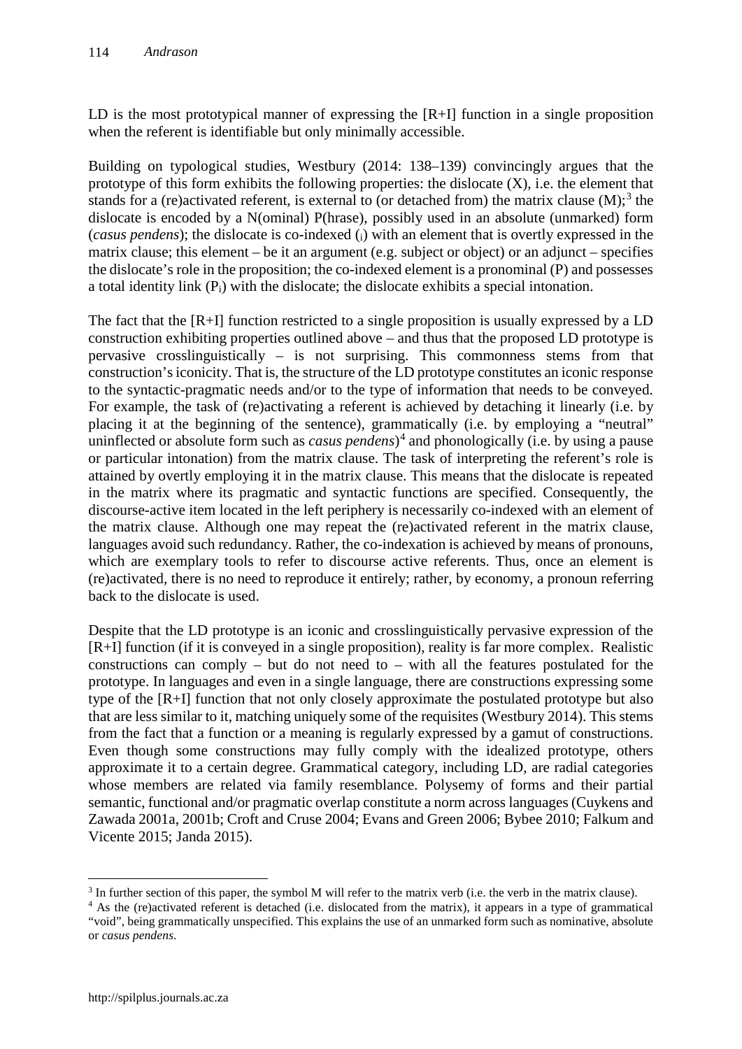LD is the most prototypical manner of expressing the [R+I] function in a single proposition when the referent is identifiable but only minimally accessible.

Building on typological studies, Westbury (2014: 138–139) convincingly argues that the prototype of this form exhibits the following properties: the dislocate (X), i.e. the element that stands for a (re)activated referent, is external to (or detached from) the matrix clause (M);[3] the dislocate is encoded by a N(ominal) P(hrase), possibly used in an absolute (unmarked) form (*casus pendens*); the dislocate is co-indexed ($_i$) with an element that is overtly expressed in the matrix clause; this element – be it an argument (e.g. subject or object) or an adjunct – specifies the dislocate's role in the proposition; the co-indexed element is a pronominal (P) and possesses a total identity link ($P_i$) with the dislocate; the dislocate exhibits a special intonation.

The fact that the [R+I] function restricted to a single proposition is usually expressed by a LD construction exhibiting properties outlined above – and thus that the proposed LD prototype is pervasive crosslinguistically – is not surprising. This commonness stems from that construction's iconicity. That is, the structure of the LD prototype constitutes an iconic response to the syntactic-pragmatic needs and/or to the type of information that needs to be conveyed. For example, the task of (re)activating a referent is achieved by detaching it linearly (i.e. by placing it at the beginning of the sentence), grammatically (i.e. by employing a "neutral" uninflected or absolute form such as *casus pendens*)[4] and phonologically (i.e. by using a pause or particular intonation) from the matrix clause. The task of interpreting the referent's role is attained by overtly employing it in the matrix clause. This means that the dislocate is repeated in the matrix where its pragmatic and syntactic functions are specified. Consequently, the discourse-active item located in the left periphery is necessarily co-indexed with an element of the matrix clause. Although one may repeat the (re)activated referent in the matrix clause, languages avoid such redundancy. Rather, the co-indexation is achieved by means of pronouns, which are exemplary tools to refer to discourse active referents. Thus, once an element is (re)activated, there is no need to reproduce it entirely; rather, by economy, a pronoun referring back to the dislocate is used.

Despite that the LD prototype is an iconic and crosslinguistically pervasive expression of the [R+I] function (if it is conveyed in a single proposition), reality is far more complex. Realistic constructions can comply – but do not need to – with all the features postulated for the prototype. In languages and even in a single language, there are constructions expressing some type of the [R+I] function that not only closely approximate the postulated prototype but also that are less similar to it, matching uniquely some of the requisites (Westbury 2014). This stems from the fact that a function or a meaning is regularly expressed by a gamut of constructions. Even though some constructions may fully comply with the idealized prototype, others approximate it to a certain degree. Grammatical category, including LD, are radial categories whose members are related via family resemblance. Polysemy of forms and their partial semantic, functional and/or pragmatic overlap constitute a norm across languages (Cuykens and Zawada 2001a, 2001b; Croft and Cruse 2004; Evans and Green 2006; Bybee 2010; Falkum and Vicente 2015; Janda 2015).

[3] In further section of this paper, the symbol M will refer to the matrix verb (i.e. the verb in the matrix clause).

[4] As the (re)activated referent is detached (i.e. dislocated from the matrix), it appears in a type of grammatical "void", being grammatically unspecified. This explains the use of an unmarked form such as nominative, absolute or *casus pendens*.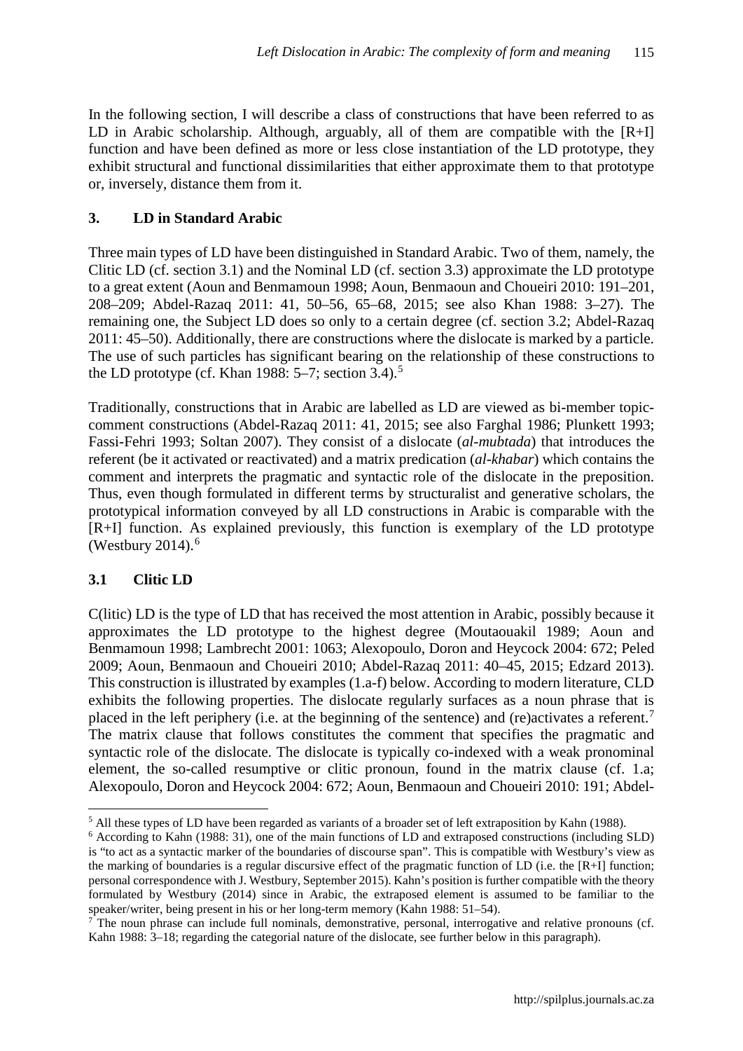In the following section, I will describe a class of constructions that have been referred to as LD in Arabic scholarship. Although, arguably, all of them are compatible with the [R+I] function and have been defined as more or less close instantiation of the LD prototype, they exhibit structural and functional dissimilarities that either approximate them to that prototype or, inversely, distance them from it.

## 3. LD in Standard Arabic

Three main types of LD have been distinguished in Standard Arabic. Two of them, namely, the Clitic LD (cf. section 3.1) and the Nominal LD (cf. section 3.3) approximate the LD prototype to a great extent (Aoun and Benmamoun 1998; Aoun, Benmaoun and Choueiri 2010: 191–201, 208–209; Abdel-Razaq 2011: 41, 50–56, 65–68, 2015; see also Khan 1988: 3–27). The remaining one, the Subject LD does so only to a certain degree (cf. section 3.2; Abdel-Razaq 2011: 45–50). Additionally, there are constructions where the dislocate is marked by a particle. The use of such particles has significant bearing on the relationship of these constructions to the LD prototype (cf. Khan 1988: 5–7; section 3.4).[5]

Traditionally, constructions that in Arabic are labelled as LD are viewed as bi-member topic-comment constructions (Abdel-Razaq 2011: 41, 2015; see also Farghal 1986; Plunkett 1993; Fassi-Fehri 1993; Soltan 2007). They consist of a dislocate (*al-mubtada*) that introduces the referent (be it activated or reactivated) and a matrix predication (*al-khabar*) which contains the comment and interprets the pragmatic and syntactic role of the dislocate in the preposition. Thus, even though formulated in different terms by structuralist and generative scholars, the prototypical information conveyed by all LD constructions in Arabic is comparable with the [R+I] function. As explained previously, this function is exemplary of the LD prototype (Westbury 2014).[6]

### 3.1 Clitic LD

C(litic) LD is the type of LD that has received the most attention in Arabic, possibly because it approximates the LD prototype to the highest degree (Moutaouakil 1989; Aoun and Benmamoun 1998; Lambrecht 2001: 1063; Alexopoulo, Doron and Heycock 2004: 672; Peled 2009; Aoun, Benmaoun and Choueiri 2010; Abdel-Razaq 2011: 40–45, 2015; Edzard 2013). This construction is illustrated by examples (1.a-f) below. According to modern literature, CLD exhibits the following properties. The dislocate regularly surfaces as a noun phrase that is placed in the left periphery (i.e. at the beginning of the sentence) and (re)activates a referent.[7] The matrix clause that follows constitutes the comment that specifies the pragmatic and syntactic role of the dislocate. The dislocate is typically co-indexed with a weak pronominal element, the so-called resumptive or clitic pronoun, found in the matrix clause (cf. 1.a; Alexopoulo, Doron and Heycock 2004: 672; Aoun, Benmaoun and Choueiri 2010: 191; Abdel-

---

[5] All these types of LD have been regarded as variants of a broader set of left extraposition by Kahn (1988).

[6] According to Kahn (1988: 31), one of the main functions of LD and extraposed constructions (including SLD) is "to act as a syntactic marker of the boundaries of discourse span". This is compatible with Westbury's view as the marking of boundaries is a regular discursive effect of the pragmatic function of LD (i.e. the [R+I] function; personal correspondence with J. Westbury, September 2015). Kahn's position is further compatible with the theory formulated by Westbury (2014) since in Arabic, the extraposed element is assumed to be familiar to the speaker/writer, being present in his or her long-term memory (Kahn 1988: 51–54).

[7] The noun phrase can include full nominals, demonstrative, personal, interrogative and relative pronouns (cf. Kahn 1988: 3–18; regarding the categorial nature of the dislocate, see further below in this paragraph).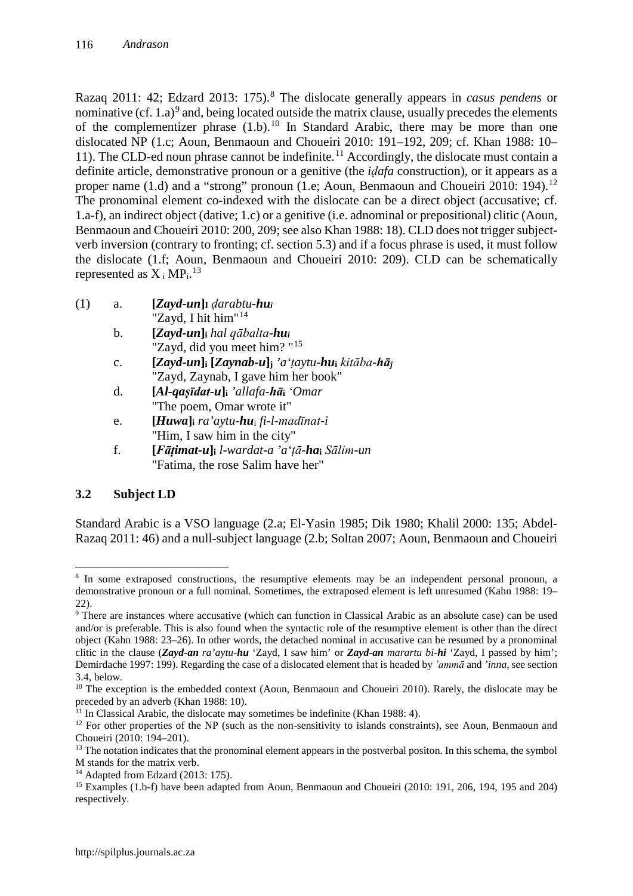Razaq 2011: 42; Edzard 2013: 175).[8] The dislocate generally appears in *casus pendens* or nominative (cf. 1.a)[9] and, being located outside the matrix clause, usually precedes the elements of the complementizer phrase (1.b).[10] In Standard Arabic, there may be more than one dislocated NP (1.c; Aoun, Benmaoun and Choueiri 2010: 191–192, 209; cf. Khan 1988: 10–11). The CLD-ed noun phrase cannot be indefinite.[11] Accordingly, the dislocate must contain a definite article, demonstrative pronoun or a genitive (the *iḍafa* construction), or it appears as a proper name (1.d) and a "strong" pronoun (1.e; Aoun, Benmaoun and Choueiri 2010: 194).[12] The pronominal element co-indexed with the dislocate can be a direct object (accusative; cf. 1.a-f), an indirect object (dative; 1.c) or a genitive (i.e. adnominal or prepositional) clitic (Aoun, Benmaoun and Choueiri 2010: 200, 209; see also Khan 1988: 18). CLD does not trigger subject-verb inversion (contrary to fronting; cf. section 5.3) and if a focus phrase is used, it must follow the dislocate (1.f; Aoun, Benmaoun and Choueiri 2010: 209). CLD can be schematically represented as $X_i$ $MP_i$.[13]

(1) a. ***[Zayd-un]$_I$*** *ḍarabtu-**hu$_i$***
"Zayd, I hit him"[14]

b. ***[Zayd-un]$_i$*** *hal qābalta-**hu$_i$***
"Zayd, did you meet him? "[15]

c. ***[Zayd-un]$_i$ [Zaynab-u]$_j$*** *'a'ṭaytu-**hu$_i$** kitāba-**hā$_j$***
"Zayd, Zaynab, I gave him her book"

d. ***[Al-qaṣīdat-u]$_i$*** *'allafa-**hā$_i$** 'Omar*
"The poem, Omar wrote it"

e. ***[Huwa]$_i$*** *ra'aytu-**hu**$_i$ fi-l-madīnat-i*
"Him, I saw him in the city"

f. ***[Fāṭimat-u]$_i$*** *l-wardat-a 'a'ṭā-**ha$_i$** Sālim-un*
"Fatima, the rose Salim have her"

### 3.2 Subject LD

Standard Arabic is a VSO language (2.a; El-Yasin 1985; Dik 1980; Khalil 2000: 135; Abdel-Razaq 2011: 46) and a null-subject language (2.b; Soltan 2007; Aoun, Benmaoun and Choueiri

---

[8] In some extraposed constructions, the resumptive elements may be an independent personal pronoun, a demonstrative pronoun or a full nominal. Sometimes, the extraposed element is left unresumed (Kahn 1988: 19–22).

[9] There are instances where accusative (which can function in Classical Arabic as an absolute case) can be used and/or is preferable. This is also found when the syntactic role of the resumptive element is other than the direct object (Kahn 1988: 23–26). In other words, the detached nominal in accusative can be resumed by a pronominal clitic in the clause (***Zayd-an*** *ra'aytu-**hu*** 'Zayd, I saw him' or ***Zayd-an*** *marartu bi-**hi*** 'Zayd, I passed by him'; Demirdache 1997: 199). Regarding the case of a dislocated element that is headed by *'ammā* and *'inna*, see section 3.4, below.

[10] The exception is the embedded context (Aoun, Benmaoun and Choueiri 2010). Rarely, the dislocate may be preceded by an adverb (Khan 1988: 10).

[11] In Classical Arabic, the dislocate may sometimes be indefinite (Khan 1988: 4).

[12] For other properties of the NP (such as the non-sensitivity to islands constraints), see Aoun, Benmaoun and Choueiri (2010: 194–201).

[13] The notation indicates that the pronominal element appears in the postverbal positon. In this schema, the symbol M stands for the matrix verb.

[14] Adapted from Edzard (2013: 175).

[15] Examples (1.b-f) have been adapted from Aoun, Benmaoun and Choueiri (2010: 191, 206, 194, 195 and 204) respectively.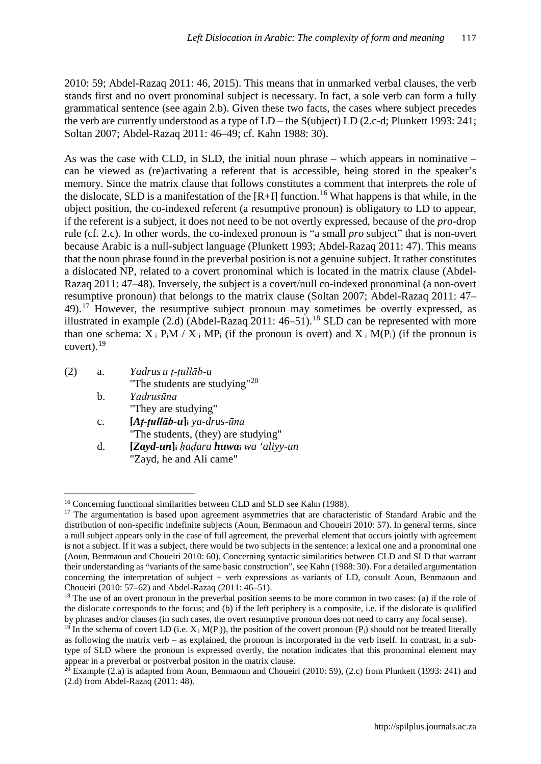2010: 59; Abdel-Razaq 2011: 46, 2015). This means that in unmarked verbal clauses, the verb stands first and no overt pronominal subject is necessary. In fact, a sole verb can form a fully grammatical sentence (see again 2.b). Given these two facts, the cases where subject precedes the verb are currently understood as a type of LD – the S(ubject) LD (2.c-d; Plunkett 1993: 241; Soltan 2007; Abdel-Razaq 2011: 46–49; cf. Kahn 1988: 30).

As was the case with CLD, in SLD, the initial noun phrase – which appears in nominative – can be viewed as (re)activating a referent that is accessible, being stored in the speaker's memory. Since the matrix clause that follows constitutes a comment that interprets the role of the dislocate, SLD is a manifestation of the [R+I] function.[16] What happens is that while, in the object position, the co-indexed referent (a resumptive pronoun) is obligatory to LD to appear, if the referent is a subject, it does not need to be not overtly expressed, because of the *pro*-drop rule (cf. 2.c). In other words, the co-indexed pronoun is "a small *pro* subject" that is non-overt because Arabic is a null-subject language (Plunkett 1993; Abdel-Razaq 2011: 47). This means that the noun phrase found in the preverbal position is not a genuine subject. It rather constitutes a dislocated NP, related to a covert pronominal which is located in the matrix clause (Abdel-Razaq 2011: 47–48). Inversely, the subject is a covert/null co-indexed pronominal (a non-overt resumptive pronoun) that belongs to the matrix clause (Soltan 2007; Abdel-Razaq 2011: 47–49).[17] However, the resumptive subject pronoun may sometimes be overtly expressed, as illustrated in example (2.d) (Abdel-Razaq 2011: 46–51).[18] SLD can be represented with more than one schema: $X_i\ P_iM$ / $X_i\ MP_i$ (if the pronoun is overt) and $X_i\ M(P_i)$ (if the pronoun is covert).[19]

(2) a. *Yadrus u ṭ-ṭullāb-u*
"The students are studying"[20]

b. *Yadrusūna*
"They are studying"

c. ***[Aṭ-ṭullāb-u]ᵢ*** *ya-drus-ūna*
"The students, (they) are studying"

d. ***[Zayd-un]ᵢ*** *ḥaḍara* ***huwaᵢ*** *wa ʻaliyy-un*
"Zayd, he and Ali came"

---

[16] Concerning functional similarities between CLD and SLD see Kahn (1988).

[17] The argumentation is based upon agreement asymmetries that are characteristic of Standard Arabic and the distribution of non-specific indefinite subjects (Aoun, Benmaoun and Choueiri 2010: 57). In general terms, since a null subject appears only in the case of full agreement, the preverbal element that occurs jointly with agreement is not a subject. If it was a subject, there would be two subjects in the sentence: a lexical one and a pronominal one (Aoun, Benmaoun and Choueiri 2010: 60). Concerning syntactic similarities between CLD and SLD that warrant their understanding as "variants of the same basic construction", see Kahn (1988: 30). For a detailed argumentation concerning the interpretation of subject + verb expressions as variants of LD, consult Aoun, Benmaoun and Choueiri (2010: 57–62) and Abdel-Razaq (2011: 46–51).

[18] The use of an overt pronoun in the preverbal position seems to be more common in two cases: (a) if the role of the dislocate corresponds to the focus; and (b) if the left periphery is a composite, i.e. if the dislocate is qualified by phrases and/or clauses (in such cases, the overt resumptive pronoun does not need to carry any focal sense).

[19] In the schema of covert LD (i.e. $X_i\ M(P_i)$), the position of the covert pronoun ($P_i$) should not be treated literally as following the matrix verb – as explained, the pronoun is incorporated in the verb itself. In contrast, in a sub-type of SLD where the pronoun is expressed overtly, the notation indicates that this pronominal element may appear in a preverbal or postverbal positon in the matrix clause.

[20] Example (2.a) is adapted from Aoun, Benmaoun and Choueiri (2010: 59), (2.c) from Plunkett (1993: 241) and (2.d) from Abdel-Razaq (2011: 48).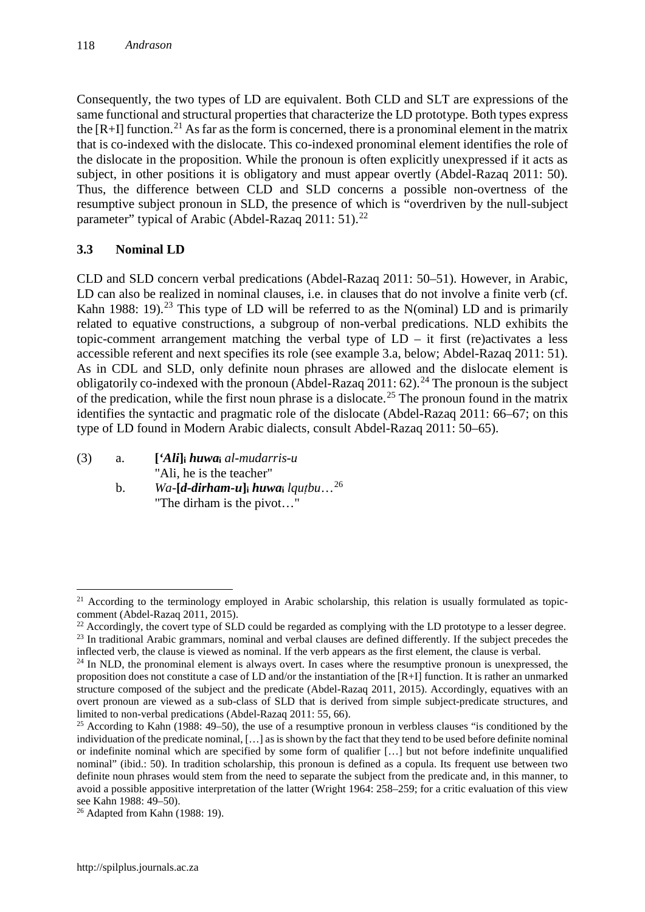Consequently, the two types of LD are equivalent. Both CLD and SLT are expressions of the same functional and structural properties that characterize the LD prototype. Both types express the [R+I] function.[21] As far as the form is concerned, there is a pronominal element in the matrix that is co-indexed with the dislocate. This co-indexed pronominal element identifies the role of the dislocate in the proposition. While the pronoun is often explicitly unexpressed if it acts as subject, in other positions it is obligatory and must appear overtly (Abdel-Razaq 2011: 50). Thus, the difference between CLD and SLD concerns a possible non-overtness of the resumptive subject pronoun in SLD, the presence of which is "overdriven by the null-subject parameter" typical of Arabic (Abdel-Razaq 2011: 51).[22]

### 3.3 Nominal LD

CLD and SLD concern verbal predications (Abdel-Razaq 2011: 50–51). However, in Arabic, LD can also be realized in nominal clauses, i.e. in clauses that do not involve a finite verb (cf. Kahn 1988: 19).[23] This type of LD will be referred to as the N(ominal) LD and is primarily related to equative constructions, a subgroup of non-verbal predications. NLD exhibits the topic-comment arrangement matching the verbal type of LD – it first (re)activates a less accessible referent and next specifies its role (see example 3.a, below; Abdel-Razaq 2011: 51). As in CDL and SLD, only definite noun phrases are allowed and the dislocate element is obligatorily co-indexed with the pronoun (Abdel-Razaq 2011: 62).[24] The pronoun is the subject of the predication, while the first noun phrase is a dislocate.[25] The pronoun found in the matrix identifies the syntactic and pragmatic role of the dislocate (Abdel-Razaq 2011: 66–67; on this type of LD found in Modern Arabic dialects, consult Abdel-Razaq 2011: 50–65).

(3) a. **[*ʻAli*]ᵢ *huwa*ᵢ** *al-mudarris-u*
"Ali, he is the teacher"

b. *Wa*-**[*d-dirham-u*]ᵢ *huwa*ᵢ** *lquṭbu*…[26]
"The dirham is the pivot…"

---

[21] According to the terminology employed in Arabic scholarship, this relation is usually formulated as topic-comment (Abdel-Razaq 2011, 2015).

[22] Accordingly, the covert type of SLD could be regarded as complying with the LD prototype to a lesser degree.

[23] In traditional Arabic grammars, nominal and verbal clauses are defined differently. If the subject precedes the inflected verb, the clause is viewed as nominal. If the verb appears as the first element, the clause is verbal.

[24] In NLD, the pronominal element is always overt. In cases where the resumptive pronoun is unexpressed, the proposition does not constitute a case of LD and/or the instantiation of the [R+I] function. It is rather an unmarked structure composed of the subject and the predicate (Abdel-Razaq 2011, 2015). Accordingly, equatives with an overt pronoun are viewed as a sub-class of SLD that is derived from simple subject-predicate structures, and limited to non-verbal predications (Abdel-Razaq 2011: 55, 66).

[25] According to Kahn (1988: 49–50), the use of a resumptive pronoun in verbless clauses "is conditioned by the individuation of the predicate nominal, […] as is shown by the fact that they tend to be used before definite nominal or indefinite nominal which are specified by some form of qualifier […] but not before indefinite unqualified nominal" (ibid.: 50). In tradition scholarship, this pronoun is defined as a copula. Its frequent use between two definite noun phrases would stem from the need to separate the subject from the predicate and, in this manner, to avoid a possible appositive interpretation of the latter (Wright 1964: 258–259; for a critic evaluation of this view see Kahn 1988: 49–50).

[26] Adapted from Kahn (1988: 19).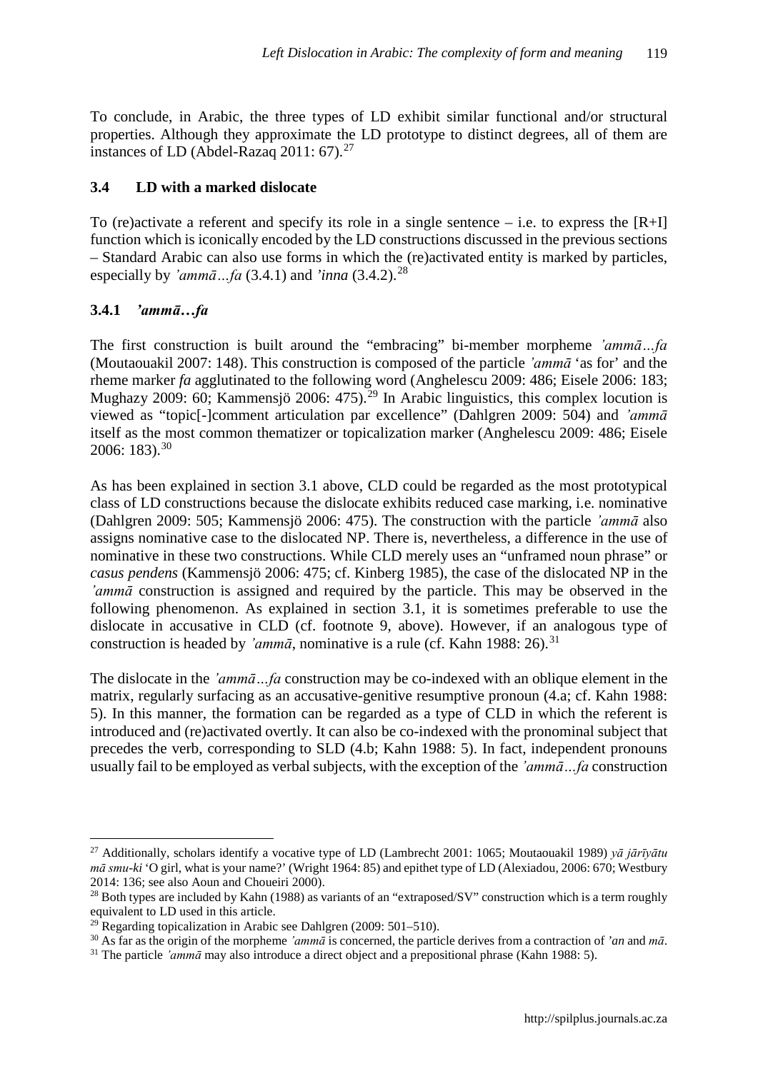To conclude, in Arabic, the three types of LD exhibit similar functional and/or structural properties. Although they approximate the LD prototype to distinct degrees, all of them are instances of LD (Abdel-Razaq 2011: 67).[27]

### 3.4 LD with a marked dislocate

To (re)activate a referent and specify its role in a single sentence – i.e. to express the [R+I] function which is iconically encoded by the LD constructions discussed in the previous sections – Standard Arabic can also use forms in which the (re)activated entity is marked by particles, especially by *ʼammā…fa* (3.4.1) and *ʼinna* (3.4.2).[28]

#### 3.4.1 *ʼammā…fa*

The first construction is built around the "embracing" bi-member morpheme *ʼammā…fa* (Moutaouakil 2007: 148). This construction is composed of the particle *ʼammā* 'as for' and the rheme marker *fa* agglutinated to the following word (Anghelescu 2009: 486; Eisele 2006: 183; Mughazy 2009: 60; Kammensjö 2006: 475).[29] In Arabic linguistics, this complex locution is viewed as "topic[-]comment articulation par excellence" (Dahlgren 2009: 504) and *ʼammā* itself as the most common thematizer or topicalization marker (Anghelescu 2009: 486; Eisele 2006: 183).[30]

As has been explained in section 3.1 above, CLD could be regarded as the most prototypical class of LD constructions because the dislocate exhibits reduced case marking, i.e. nominative (Dahlgren 2009: 505; Kammensjö 2006: 475). The construction with the particle *ʼammā* also assigns nominative case to the dislocated NP. There is, nevertheless, a difference in the use of nominative in these two constructions. While CLD merely uses an "unframed noun phrase" or *casus pendens* (Kammensjö 2006: 475; cf. Kinberg 1985), the case of the dislocated NP in the *ʼammā* construction is assigned and required by the particle. This may be observed in the following phenomenon. As explained in section 3.1, it is sometimes preferable to use the dislocate in accusative in CLD (cf. footnote 9, above). However, if an analogous type of construction is headed by *ʼammā*, nominative is a rule (cf. Kahn 1988: 26).[31]

The dislocate in the *ʼammā…fa* construction may be co-indexed with an oblique element in the matrix, regularly surfacing as an accusative-genitive resumptive pronoun (4.a; cf. Kahn 1988: 5). In this manner, the formation can be regarded as a type of CLD in which the referent is introduced and (re)activated overtly. It can also be co-indexed with the pronominal subject that precedes the verb, corresponding to SLD (4.b; Kahn 1988: 5). In fact, independent pronouns usually fail to be employed as verbal subjects, with the exception of the *ʼammā…fa* construction

---

[27] Additionally, scholars identify a vocative type of LD (Lambrecht 2001: 1065; Moutaouakil 1989) *yā jārīyātu mā smu-ki* 'O girl, what is your name?' (Wright 1964: 85) and epithet type of LD (Alexiadou, 2006: 670; Westbury 2014: 136; see also Aoun and Choueiri 2000).

[28] Both types are included by Kahn (1988) as variants of an "extraposed/SV" construction which is a term roughly equivalent to LD used in this article.

[29] Regarding topicalization in Arabic see Dahlgren (2009: 501–510).

[30] As far as the origin of the morpheme *ʼammā* is concerned, the particle derives from a contraction of *ʼan* and *mā*.

[31] The particle *ʼammā* may also introduce a direct object and a prepositional phrase (Kahn 1988: 5).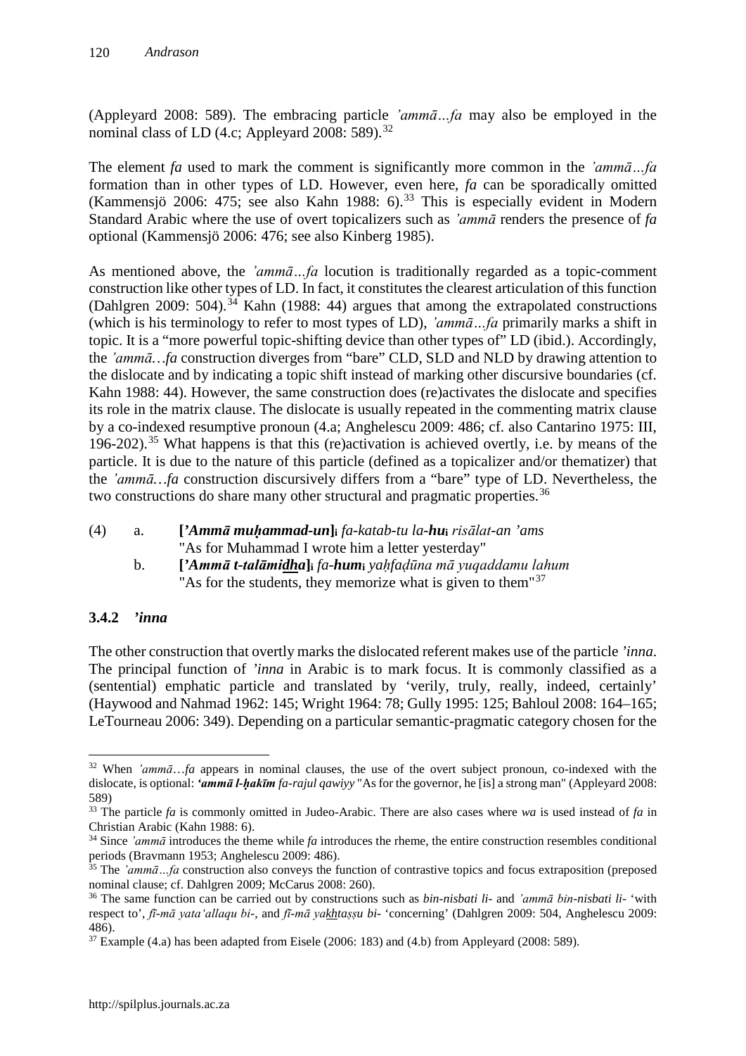(Appleyard 2008: 589). The embracing particle *'ammā…fa* may also be employed in the nominal class of LD (4.c; Appleyard 2008: 589).[32]

The element *fa* used to mark the comment is significantly more common in the *'ammā…fa* formation than in other types of LD. However, even here, *fa* can be sporadically omitted (Kammensjö 2006: 475; see also Kahn 1988: 6).[33] This is especially evident in Modern Standard Arabic where the use of overt topicalizers such as *'ammā* renders the presence of *fa* optional (Kammensjö 2006: 476; see also Kinberg 1985).

As mentioned above, the *'ammā…fa* locution is traditionally regarded as a topic-comment construction like other types of LD. In fact, it constitutes the clearest articulation of this function (Dahlgren 2009: 504).[34] Kahn (1988: 44) argues that among the extrapolated constructions (which is his terminology to refer to most types of LD), *'ammā…fa* primarily marks a shift in topic. It is a "more powerful topic-shifting device than other types of" LD (ibid.). Accordingly, the *'ammā…fa* construction diverges from "bare" CLD, SLD and NLD by drawing attention to the dislocate and by indicating a topic shift instead of marking other discursive boundaries (cf. Kahn 1988: 44). However, the same construction does (re)activates the dislocate and specifies its role in the matrix clause. The dislocate is usually repeated in the commenting matrix clause by a co-indexed resumptive pronoun (4.a; Anghelescu 2009: 486; cf. also Cantarino 1975: III, 196-202).[35] What happens is that this (re)activation is achieved overtly, i.e. by means of the particle. It is due to the nature of this particle (defined as a topicalizer and/or thematizer) that the *'ammā…fa* construction discursively differs from a "bare" type of LD. Nevertheless, the two constructions do share many other structural and pragmatic properties.[36]

(4) a. **['Ammā muḥammad-un]**$_i$ *fa-katab-tu la-**hu**$_i$ risālat-an 'ams*
"As for Muhammad I wrote him a letter yesterday"

b. **['Ammā t-talāmi<u>dh</u>a]**$_i$ *fa-**hum**$_i$ yaḥfaḍūna mā yuqaddamu lahum*
"As for the students, they memorize what is given to them"[37]

### 3.4.2 *'inna*

The other construction that overtly marks the dislocated referent makes use of the particle *'inna*. The principal function of *'inna* in Arabic is to mark focus. It is commonly classified as a (sentential) emphatic particle and translated by 'verily, truly, really, indeed, certainly' (Haywood and Nahmad 1962: 145; Wright 1964: 78; Gully 1995: 125; Bahloul 2008: 164–165; LeTourneau 2006: 349). Depending on a particular semantic-pragmatic category chosen for the

---

[32] When *'ammā…fa* appears in nominal clauses, the use of the overt subject pronoun, co-indexed with the dislocate, is optional: ***'ammā l-ḥakīm*** *fa-rajul qawiyy* "As for the governor, he [is] a strong man" (Appleyard 2008: 589)

[33] The particle *fa* is commonly omitted in Judeo-Arabic. There are also cases where *wa* is used instead of *fa* in Christian Arabic (Kahn 1988: 6).

[34] Since *'ammā* introduces the theme while *fa* introduces the rheme, the entire construction resembles conditional periods (Bravmann 1953; Anghelescu 2009: 486).

[35] The *'ammā…fa* construction also conveys the function of contrastive topics and focus extraposition (preposed nominal clause; cf. Dahlgren 2009; McCarus 2008: 260).

[36] The same function can be carried out by constructions such as *bin-nisbati li-* and *'ammā bin-nisbati li-* 'with respect to', *fī-mā yata'allaqu bi-*, and *fī-mā ya<u>kh</u>taṣṣu bi-* 'concerning' (Dahlgren 2009: 504, Anghelescu 2009: 486).

[37] Example (4.a) has been adapted from Eisele (2006: 183) and (4.b) from Appleyard (2008: 589).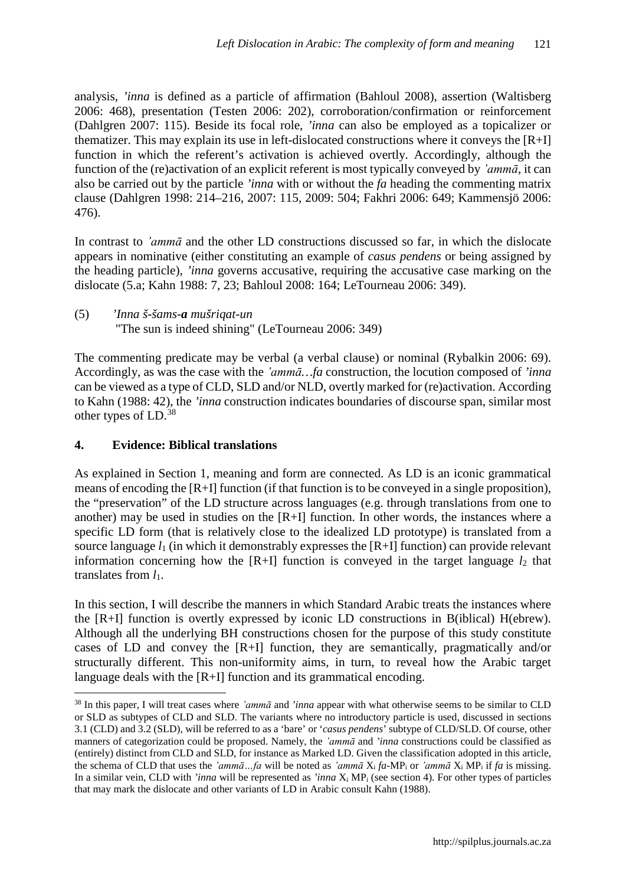analysis, *'inna* is defined as a particle of affirmation (Bahloul 2008), assertion (Waltisberg 2006: 468), presentation (Testen 2006: 202), corroboration/confirmation or reinforcement (Dahlgren 2007: 115). Beside its focal role, *'inna* can also be employed as a topicalizer or thematizer. This may explain its use in left-dislocated constructions where it conveys the [R+I] function in which the referent's activation is achieved overtly. Accordingly, although the function of the (re)activation of an explicit referent is most typically conveyed by *'ammā*, it can also be carried out by the particle *'inna* with or without the *fa* heading the commenting matrix clause (Dahlgren 1998: 214–216, 2007: 115, 2009: 504; Fakhri 2006: 649; Kammensjö 2006: 476).

In contrast to *'ammā* and the other LD constructions discussed so far, in which the dislocate appears in nominative (either constituting an example of *casus pendens* or being assigned by the heading particle), *'inna* governs accusative, requiring the accusative case marking on the dislocate (5.a; Kahn 1988: 7, 23; Bahloul 2008: 164; LeTourneau 2006: 349).

(5) *'Inna š-šams-**a** mušriqat-un*
"The sun is indeed shining" (LeTourneau 2006: 349)

The commenting predicate may be verbal (a verbal clause) or nominal (Rybalkin 2006: 69). Accordingly, as was the case with the *'ammā…fa* construction, the locution composed of *'inna* can be viewed as a type of CLD, SLD and/or NLD, overtly marked for (re)activation. According to Kahn (1988: 42), the *'inna* construction indicates boundaries of discourse span, similar most other types of LD.[38]

## 4. Evidence: Biblical translations

As explained in Section 1, meaning and form are connected. As LD is an iconic grammatical means of encoding the [R+I] function (if that function is to be conveyed in a single proposition), the "preservation" of the LD structure across languages (e.g. through translations from one to another) may be used in studies on the [R+I] function. In other words, the instances where a specific LD form (that is relatively close to the idealized LD prototype) is translated from a source language $l_1$ (in which it demonstrably expresses the [R+I] function) can provide relevant information concerning how the [R+I] function is conveyed in the target language $l_2$ that translates from $l_1$.

In this section, I will describe the manners in which Standard Arabic treats the instances where the [R+I] function is overtly expressed by iconic LD constructions in B(iblical) H(ebrew). Although all the underlying BH constructions chosen for the purpose of this study constitute cases of LD and convey the [R+I] function, they are semantically, pragmatically and/or structurally different. This non-uniformity aims, in turn, to reveal how the Arabic target language deals with the [R+I] function and its grammatical encoding.

[38] In this paper, I will treat cases where *'ammā* and *'inna* appear with what otherwise seems to be similar to CLD or SLD as subtypes of CLD and SLD. The variants where no introductory particle is used, discussed in sections 3.1 (CLD) and 3.2 (SLD), will be referred to as a 'bare' or '*casus pendens*' subtype of CLD/SLD. Of course, other manners of categorization could be proposed. Namely, the *'ammā* and *'inna* constructions could be classified as (entirely) distinct from CLD and SLD, for instance as Marked LD. Given the classification adopted in this article, the schema of CLD that uses the *'ammā…fa* will be noted as *'ammā* $X_i$ *fa*-$MP_i$ or *'ammā* $X_i$ $MP_i$ if *fa* is missing. In a similar vein, CLD with *'inna* will be represented as *'inna* $X_i$ $MP_i$ (see section 4). For other types of particles that may mark the dislocate and other variants of LD in Arabic consult Kahn (1988).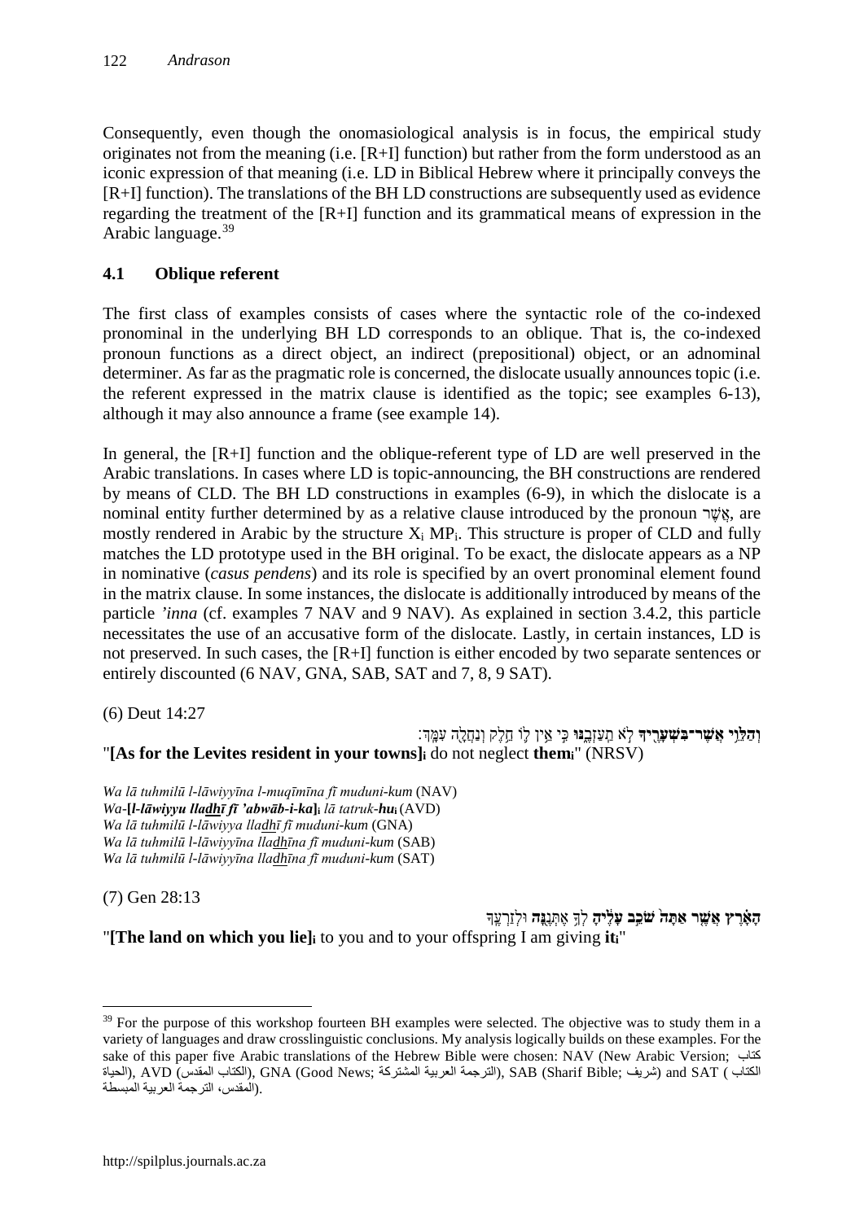Consequently, even though the onomasiological analysis is in focus, the empirical study originates not from the meaning (i.e. [R+I] function) but rather from the form understood as an iconic expression of that meaning (i.e. LD in Biblical Hebrew where it principally conveys the [R+I] function). The translations of the BH LD constructions are subsequently used as evidence regarding the treatment of the [R+I] function and its grammatical means of expression in the Arabic language.[39]

### 4.1 Oblique referent

The first class of examples consists of cases where the syntactic role of the co-indexed pronominal in the underlying BH LD corresponds to an oblique. That is, the co-indexed pronoun functions as a direct object, an indirect (prepositional) object, or an adnominal determiner. As far as the pragmatic role is concerned, the dislocate usually announces topic (i.e. the referent expressed in the matrix clause is identified as the topic; see examples 6-13), although it may also announce a frame (see example 14).

In general, the [R+I] function and the oblique-referent type of LD are well preserved in the Arabic translations. In cases where LD is topic-announcing, the BH constructions are rendered by means of CLD. The BH LD constructions in examples (6-9), in which the dislocate is a nominal entity further determined by as a relative clause introduced by the pronoun אֲשֶׁר, are mostly rendered in Arabic by the structure $X_i$ $MP_i$. This structure is proper of CLD and fully matches the LD prototype used in the BH original. To be exact, the dislocate appears as a NP in nominative (*casus pendens*) and its role is specified by an overt pronominal element found in the matrix clause. In some instances, the dislocate is additionally introduced by means of the particle *'inna* (cf. examples 7 NAV and 9 NAV). As explained in section 3.4.2, this particle necessitates the use of an accusative form of the dislocate. Lastly, in certain instances, LD is not preserved. In such cases, the [R+I] function is either encoded by two separate sentences or entirely discounted (6 NAV, GNA, SAB, SAT and 7, 8, 9 SAT).

(6) Deut 14:27

**וְהַלֵּוִי אֲשֶׁר־בִּשְׁעָרֶיךָ** לֹא תַעַזְבֶנּוּ כִּי אֵין לוֹ חֵלֶק וְנַחֲלָה עִמָּךְ׃

"**[As for the Levites resident in your towns]$_i$** do not neglect **them$_i$**" (NRSV)

*Wa lā tuhmilū l-lāwiyyīna l-muqīmīna fī muduni-kum* (NAV)
*Wa-***[*l-lāwiyyu lladhī fī 'abwāb-i-ka*]$_i$** *lā tatruk-***hu$_i$** (AVD)
*Wa lā tuhmilū l-lāwiyya lladhī fī muduni-kum* (GNA)
*Wa lā tuhmilū l-lāwiyyīna lladhīna fī muduni-kum* (SAB)
*Wa lā tuhmilū l-lāwiyyīna lladhīna fī muduni-kum* (SAT)

(7) Gen 28:13

**הָאָרֶץ אֲשֶׁר אַתָּה שֹׁכֵב עָלֶיהָ** לְךָ **אֶתְּנֶנָּה** וּלְזַרְעֶךָ

"**[The land on which you lie]$_i$** to you and to your offspring I am giving **it$_i$**"

[39] For the purpose of this workshop fourteen BH examples were selected. The objective was to study them in a variety of languages and draw crosslinguistic conclusions. My analysis logically builds on these examples. For the sake of this paper five Arabic translations of the Hebrew Bible were chosen: NAV (New Arabic Version; كتاب الحياة), AVD (الكتاب المقدس), GNA (Good News; الترجمة العربية المشتركة), SAB (Sharif Bible; شريف) and SAT (الكتاب المقدس، الترجمة العربية المبسطة).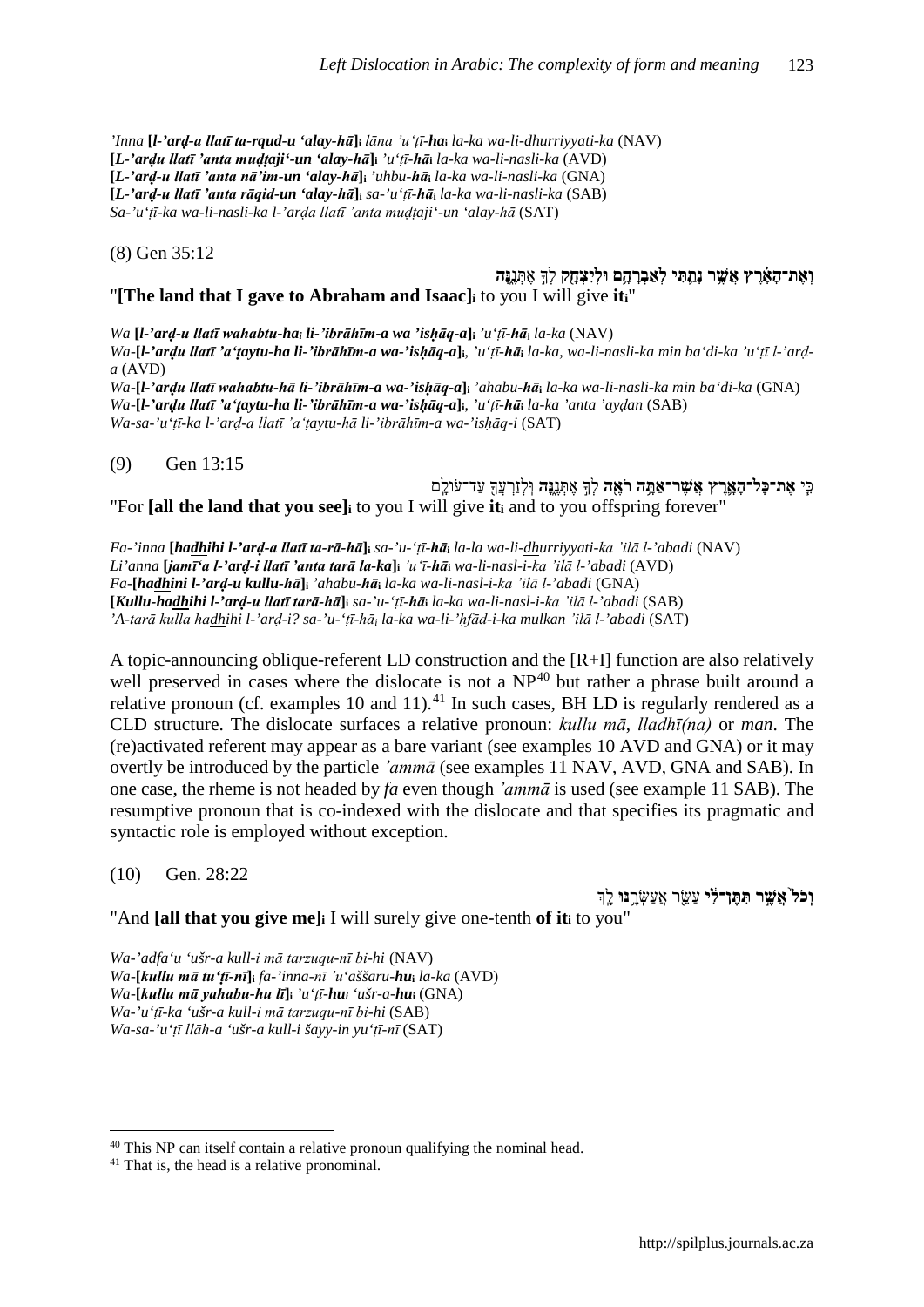*'Inna* ***[l-'arḍ-a llatī ta-rqud-u 'alay-hā]***ᵢ *lāna 'u'ṭī-**ha**ᵢ la-ka wa-li-dhurriyyati-ka* (NAV)
***[L-'arḍu llatī 'anta muḍṭaji'-un 'alay-hā]***ᵢ *'u'ṭī-**hā**ᵢ la-ka wa-li-nasli-ka* (AVD)
***[L-'arḍ-u llatī 'anta nā'im-un 'alay-hā]***ᵢ *'uhbu-**hā**ᵢ la-ka wa-li-nasli-ka* (GNA)
***[L-'arḍ-u llatī 'anta rāqid-un 'alay-hā]***ᵢ *sa-'u'ṭī-**hā**ᵢ la-ka wa-li-nasli-ka* (SAB)
*Sa-'u'ṭī-ka wa-li-nasli-ka l-'arḍa llatī 'anta muḍṭaji'-un 'alay-hā* (SAT)

(8) Gen 35:12

**וְאֶת־הָאָ֕רֶץ אֲשֶׁ֥ר נָתַ֛תִּי לְאַבְרָהָ֥ם וּלְיִצְחָ֖ק** לְךָ֣ **אֶתְּנֶ֑נָּה**

"**[The land that I gave to Abraham and Isaac]**ᵢ to you I will give **it**ᵢ"

*Wa* ***[l-'arḍ-u llatī wahabtu-ha***ᵢ ***li-'ibrāhīm-a wa 'isḥāq-a]***ᵢ *'u'ṭī-**hā**ᵢ la-ka* (NAV)
*Wa-**[l-'arḍu llatī 'a'ṭaytu-ha li-'ibrāhīm-a wa-'isḥāq-a]**ᵢ, 'u'ṭī-**hā**ᵢ la-ka, wa-li-nasli-ka min ba'di-ka 'u'ṭī l-'arḍ-a* (AVD)
*Wa-**[l-'arḍu llatī wahabtu-hā li-'ibrāhīm-a wa-'isḥāq-a]**ᵢ 'ahabu-**hā**ᵢ la-ka wa-li-nasli-ka min ba'di-ka* (GNA)
*Wa-**[l-'arḍu llatī 'a'ṭaytu-ha li-'ibrāhīm-a wa-'isḥāq-a]**ᵢ, 'u'ṭī-**hā**ᵢ la-ka 'anta 'ayḍan* (SAB)
*Wa-sa-'u'ṭī-ka l-'arḍ-a llatī 'a'ṭaytu-hā li-'ibrāhīm-a wa-'isḥāq-i* (SAT)

(9) Gen 13:15

כִּ֛י **אֶת־כָּל־הָאָ֛רֶץ אֲשֶׁר־אַתָּ֥ה רֹאֶ֖ה** לְךָ֣ **אֶתְּנֶ֑נָּה** וּֽלְזַרְעֲךָ֖ עַד־עוֹלָֽם

"For **[all the land that you see]**ᵢ to you I will give **it**ᵢ and to you offspring forever"

*Fa-'inna* ***[hadhihi l-'arḍ-a llatī ta-rā-hā]***ᵢ *sa-'u-'ṭī-**hā**ᵢ la-la wa-li-dhurriyyati-ka 'ilā l-'abadi* (NAV)
*Li'anna* ***[jamī'a l-'arḍ-i llatī 'anta tarā la-ka]***ᵢ *'u'ī-**hā**ᵢ wa-li-nasl-i-ka 'ilā l-'abadi* (AVD)
*Fa-**[hadhini l-'arḍ-u kullu-hā]**ᵢ 'ahabu-**hā**ᵢ la-ka wa-li-nasl-i-ka 'ilā l-'abadi* (GNA)
***[Kullu-hadhihi l-'arḍ-u llatī tarā-hā]***ᵢ *sa-'u-'ṭī-**hā**ᵢ la-ka wa-li-nasl-i-ka 'ilā l-'abadi* (SAB)
*'A-tarā kulla hadhihi l-'arḍ-i? sa-'u-'ṭī-hā*ᵢ *la-ka wa-li-'ḥfād-i-ka mulkan 'ilā l-'abadi* (SAT)

A topic-announcing oblique-referent LD construction and the [R+I] function are also relatively well preserved in cases where the dislocate is not a NP[40] but rather a phrase built around a relative pronoun (cf. examples 10 and 11).[41] In such cases, BH LD is regularly rendered as a CLD structure. The dislocate surfaces a relative pronoun: *kullu mā*, *lladhī(na)* or *man*. The (re)activated referent may appear as a bare variant (see examples 10 AVD and GNA) or it may overtly be introduced by the particle *'ammā* (see examples 11 NAV, AVD, GNA and SAB). In one case, the rheme is not headed by *fa* even though *'ammā* is used (see example 11 SAB). The resumptive pronoun that is co-indexed with the dislocate and that specifies its pragmatic and syntactic role is employed without exception.

(10) Gen. 28:22

**וְכֹל֙ אֲשֶׁ֣ר תִּתֶּן־לִ֔י** עַשֵּׂ֖ר **אֲעַשְּׂרֶ֥נּוּ** לָֽךְ

"And **[all that you give me]**ᵢ I will surely give one-tenth **of it**ᵢ to you"

*Wa-'adfa'u 'ušr-a kull-i mā tarzuqu-nī bi-hi* (NAV)
*Wa-**[kullu mā tu'ṭī-nī]**ᵢ fa-'inna-nī 'u'aššaru-**hu**ᵢ la-ka* (AVD)
*Wa-**[kullu mā yahabu-hu lī]**ᵢ 'u'ṭī-**hu**ᵢ 'ušr-a-**hu**ᵢ* (GNA)
*Wa-'u'ṭī-ka 'ušr-a kull-i mā tarzuqu-nī bi-hi* (SAB)
*Wa-sa-'u'ṭī llāh-a 'ušr-a kull-i šayy-in yu'ṭī-nī* (SAT)

---

[40] This NP can itself contain a relative pronoun qualifying the nominal head.

[41] That is, the head is a relative pronominal.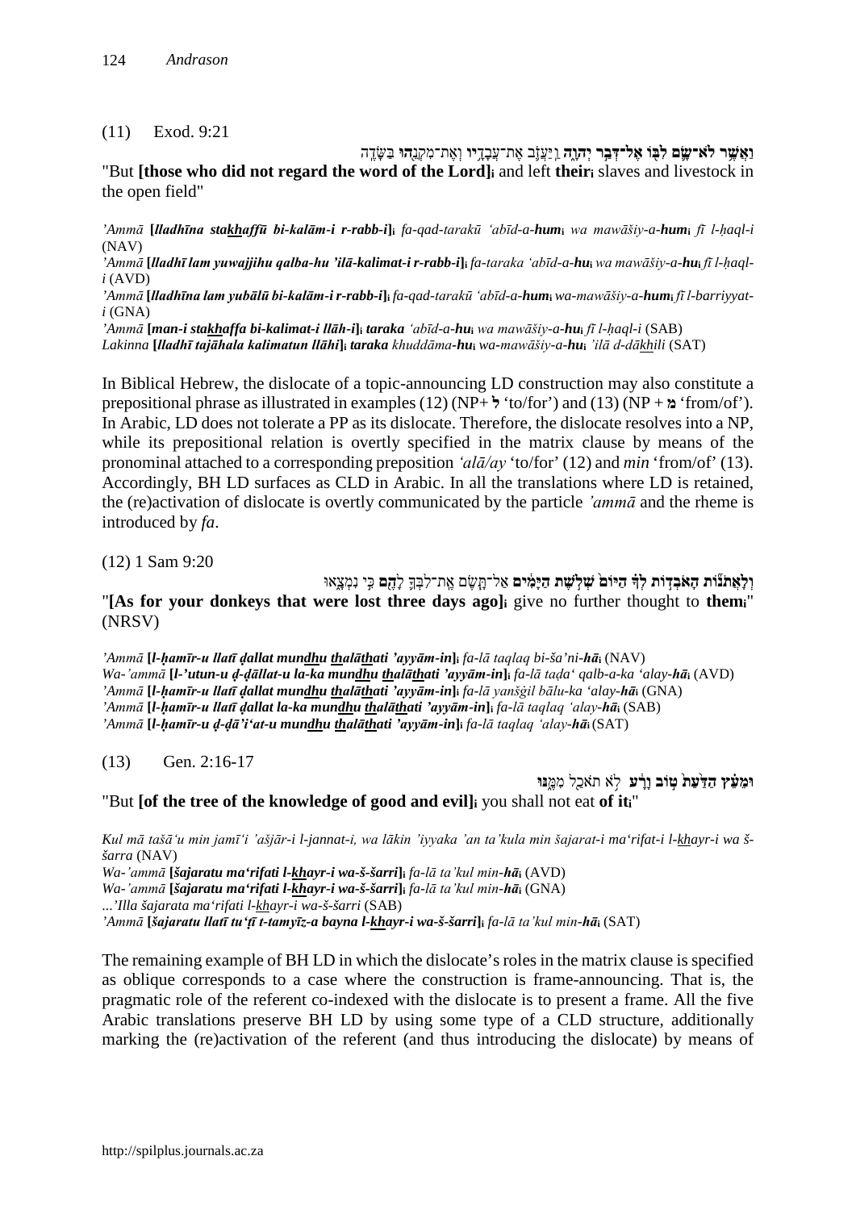(11) Exod. 9:21

**וַאֲשֶׁר לֹא־שָׂם לִבּוֹ אֶל־דְּבַר יְהוָה** וַיַּעֲזֹב אֶת־עֲבָדָיו וְאֶת־מִקְנֵהוּ בַּשָּׂדֶה

"But **[those who did not regard the word of the Lord]**$_i$ and left **their**$_i$ slaves and livestock in the open field"

*'Ammā* **[*lladhīna stakhaffū bi-kalām-i r-rabb-i*]**$_i$ *fa-qad-tarakū ʻabīd-a-**hum**$_i$ wa mawāšiy-a-**hum**$_i$ fī l-ḥaql-i* (NAV)
*'Ammā* **[*lladhī lam yuwajjihu qalba-hu 'ilā-kalimat-i r-rabb-i*]**$_i$ *fa-taraka ʻabīd-a-**hu**$_i$ wa mawāšiy-a-**hu**$_i$ fī l-ḥaql-i* (AVD)
*'Ammā* **[*lladhīna lam yubālū bi-kalām-i r-rabb-i*]**$_i$ *fa-qad-tarakū ʻabīd-a-**hum**$_i$ wa-mawāšiy-a-**hum**$_i$ fī l-barriyyat-i* (GNA)
*'Ammā* **[*man-i stakhaffa bi-kalimat-i llāh-i*]**$_i$ ***taraka*** *ʻabīd-a-**hu**$_i$ wa mawāšiy-a-**hu**$_i$ fī l-ḥaql-i* (SAB)
*Lakinna* **[*lladhī tajāhala kalimatun llāhi*]**$_i$ ***taraka*** *khuddāma-**hu**$_i$ wa-mawāšiy-a-**hu**$_i$ 'ilā d-dākhili* (SAT)

In Biblical Hebrew, the dislocate of a topic-announcing LD construction may also constitute a prepositional phrase as illustrated in examples (12) (NP+ **ל** 'to/for') and (13) (NP + **מ** 'from/of'). In Arabic, LD does not tolerate a PP as its dislocate. Therefore, the dislocate resolves into a NP, while its prepositional relation is overtly specified in the matrix clause by means of the pronominal attached to a corresponding preposition *ʻalā/ay* 'to/for' (12) and *min* 'from/of' (13). Accordingly, BH LD surfaces as CLD in Arabic. In all the translations where LD is retained, the (re)activation of dislocate is overtly communicated by the particle *'ammā* and the rheme is introduced by *fa*.

(12) 1 Sam 9:20

**וְלָאֲתֹנוֹת הָאֹבְדוֹת לְךָ הַיּוֹם שְׁלֹשֶׁת הַיָּמִים** אַל־תָּשֶׂם אֶת־לִבְּךָ **לָהֶם** כִּי נִמְצָאוּ

"**[As for your donkeys that were lost three days ago]**$_i$ give no further thought to **them**$_i$" (NRSV)

*'Ammā* **[*l-ḥamīr-u llatī ḍallat mundhu thalāthati 'ayyām-in*]**$_i$ *fa-lā taqlaq bi-ša'ni-**hā**$_i$* (NAV)
*Wa-'ammā* **[*l-'utun-u ḍ-ḍāllat-u la-ka mundhu thalāthati 'ayyām-in*]**$_i$ *fa-lā taḍaʻ qalb-a-ka ʻalay-**hā**$_i$* (AVD)
*'Ammā* **[*l-ḥamīr-u llatī ḍallat mundhu thalāthati 'ayyām-in*]**$_i$ *fa-lā yanšġil bālu-ka ʻalay-**hā**$_i$* (GNA)
*'Ammā* **[*l-ḥamīr-u llatī ḍallat la-ka mundhu thalāthati 'ayyām-in*]**$_i$ *fa-lā taqlaq ʻalay-**hā**$_i$* (SAB)
*'Ammā* **[*l-ḥamīr-u ḍ-ḍā'iʻat-u mundhu thalāthati 'ayyām-in*]**$_i$ *fa-lā taqlaq ʻalay-**hā**$_i$* (SAT)

(13) Gen. 2:16-17

**וּמֵעֵץ הַדַּעַת טוֹב וָרָע** לֹא תֹאכַל **מִמֶּנּוּ**

"But **[of the tree of the knowledge of good and evil]**$_i$ you shall not eat **of it**$_i$"

*Kul mā tašāʻu min jamīʻi 'ašjār-i l-jannat-i, wa lākin 'iyyaka 'an ta'kula min šajarat-i maʻrifat-i l-khayr-i wa š-šarra* (NAV)
*Wa-'ammā* **[*šajaratu maʻrifati l-khayr-i wa-š-šarri*]**$_i$ *fa-lā ta'kul min-**hā**$_i$* (AVD)
*Wa-'ammā* **[*šajaratu maʻrifati l-khayr-i wa-š-šarri*]**$_i$ *fa-lā ta'kul min-**hā**$_i$* (GNA)
*...'Illa šajarata maʻrifati l-khayr-i wa-š-šarri* (SAB)
*'Ammā* **[*šajaratu llatī tuʻṭī t-tamyīz-a bayna l-khayr-i wa-š-šarri*]**$_i$ *fa-lā ta'kul min-**hā**$_i$* (SAT)

The remaining example of BH LD in which the dislocate's roles in the matrix clause is specified as oblique corresponds to a case where the construction is frame-announcing. That is, the pragmatic role of the referent co-indexed with the dislocate is to present a frame. All the five Arabic translations preserve BH LD by using some type of a CLD structure, additionally marking the (re)activation of the referent (and thus introducing the dislocate) by means of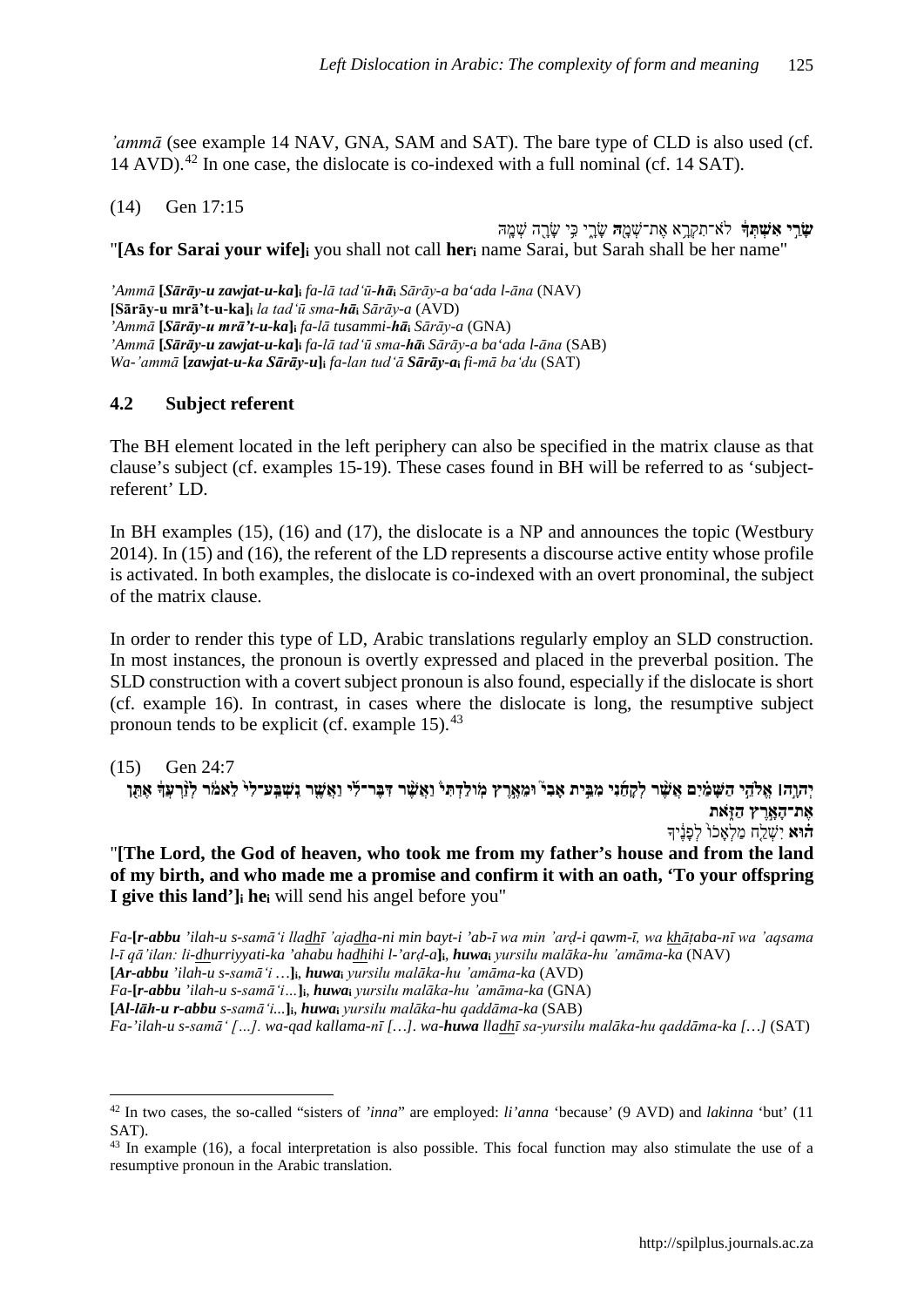*'ammā* (see example 14 NAV, GNA, SAM and SAT). The bare type of CLD is also used (cf. 14 AVD).[42] In one case, the dislocate is co-indexed with a full nominal (cf. 14 SAT).

(14) Gen 17:15

**שָׂרַי אִשְׁתְּךָ** לֹא־תִקְרָא אֶת־שְׁמָהּ שָׂרָי כִּי שָׂרָה שְׁמָהּ

"**[As for Sarai your wife]ᵢ** you shall not call **herᵢ** name Sarai, but Sarah shall be her name"

*'Ammā* ***[Sārāy-u zawjat-u-ka]ᵢ*** *fa-lā tad'ū-**hāᵢ** Sārāy-a ba'ada l-āna* (NAV)
**[Sārāy-u mrā't-u-ka]ᵢ** *la tad'ū sma-**hāᵢ** Sārāy-a* (AVD)
*'Ammā* ***[Sārāy-u mrā't-u-ka]ᵢ*** *fa-lā tusammi-**hāᵢ** Sārāy-a* (GNA)
*'Ammā* ***[Sārāy-u zawjat-u-ka]ᵢ*** *fa-lā tad'ū sma-**hāᵢ** Sārāy-a ba'ada l-āna* (SAB)
*Wa-'ammā* ***[zawjat-u-ka Sārāy-u]ᵢ*** *fa-lan tud'ā **Sārāy-aᵢ** fi-mā ba'du* (SAT)

### 4.2 Subject referent

The BH element located in the left periphery can also be specified in the matrix clause as that clause's subject (cf. examples 15-19). These cases found in BH will be referred to as 'subject-referent' LD.

In BH examples (15), (16) and (17), the dislocate is a NP and announces the topic (Westbury 2014). In (15) and (16), the referent of the LD represents a discourse active entity whose profile is activated. In both examples, the dislocate is co-indexed with an overt pronominal, the subject of the matrix clause.

In order to render this type of LD, Arabic translations regularly employ an SLD construction. In most instances, the pronoun is overtly expressed and placed in the preverbal position. The SLD construction with a covert subject pronoun is also found, especially if the dislocate is short (cf. example 16). In contrast, in cases where the dislocate is long, the resumptive subject pronoun tends to be explicit (cf. example 15).[43]

(15) Gen 24:7

**יְהוָה׀ אֱלֹהֵי הַשָּׁמַיִם אֲשֶׁר לְקָחַנִי מִבֵּית אָבִי וּמֵאֶרֶץ מוֹלַדְתִּי וַאֲשֶׁר דִּבֶּר־לִי וַאֲשֶׁר נִשְׁבַּע־לִי לֵאמֹר לְזַרְעֲךָ אֶתֵּן אֶת־הָאָרֶץ הַזֹּאת**
**הוּא** יִשְׁלַח מַלְאָכוֹ לְפָנֶיךָ

"**[The Lord, the God of heaven, who took me from my father's house and from the land of my birth, and who made me a promise and confirm it with an oath, 'To your offspring I give this land']ᵢ heᵢ** will send his angel before you"

*Fa-**[r-abbu** 'ilah-u s-samā'i lladhī 'ajadha-ni min bayt-i 'ab-ī wa min 'arḍ-i qawm-ī, wa khāṭaba-nī wa 'aqsama l-ī qā'ilan: li-dhurriyyati-ka 'ahabu hadhihi l-'arḍ-a**]ᵢ**, **huwaᵢ** yursilu malāka-hu 'amāma-ka* (NAV)
**[*Ar-abbu*** *'ilah-u s-samā'i …***]ᵢ**, ***huwaᵢ*** *yursilu malāka-hu 'amāma-ka* (AVD)
*Fa-**[r-abbu** 'ilah-u s-samā'i…**]ᵢ**, **huwaᵢ** yursilu malāka-hu 'amāma-ka* (GNA)
**[*Al-lāh-u r-abbu*** *s-samā'i...***]ᵢ**, ***huwaᵢ*** *yursilu malāka-hu qaddāma-ka* (SAB)
*Fa-'ilah-u s-samā' […]. wa-qad kallama-nī […]. wa-**huwa** lladhī sa-yursilu malāka-hu qaddāma-ka […]* (SAT)

---

[42] In two cases, the so-called "sisters of *'inna*" are employed: *li'anna* 'because' (9 AVD) and *lakinna* 'but' (11 SAT).

[43] In example (16), a focal interpretation is also possible. This focal function may also stimulate the use of a resumptive pronoun in the Arabic translation.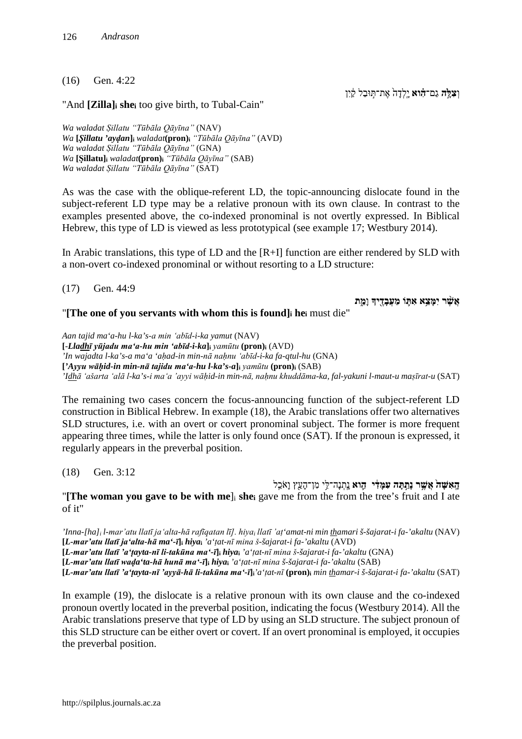(16) Gen. 4:22

וְצִלָּ֣ה גַם־הִ֗וא יָֽלְדָה֙ אֶת־תּ֣וּבַל קַ֔יִן

"And **[Zilla]**$_i$ **she**$_i$ too give birth, to Tubal-Cain"

*Wa waladat Ṣillatu "Tūbāla Qāyīna"* (NAV)
*Wa* **[Ṣillatu 'ayḍan]**$_i$ *waladat***(pron)**$_i$ *"Tūbāla Qāyīna"* (AVD)
*Wa waladat Ṣillatu "Tūbāla Qāyīna"* (GNA)
*Wa* **[Ṣillatu]**$_i$ *waladat***(pron)**$_i$ *"Tūbāla Qāyīna"* (SAB)
*Wa waladat Ṣillatu "Tūbāla Qāyīna"* (SAT)

As was the case with the oblique-referent LD, the topic-announcing dislocate found in the subject-referent LD type may be a relative pronoun with its own clause. In contrast to the examples presented above, the co-indexed pronominal is not overtly expressed. In Biblical Hebrew, this type of LD is viewed as less prototypical (see example 17; Westbury 2014).

In Arabic translations, this type of LD and the [R+I] function are either rendered by SLD with a non-overt co-indexed pronominal or without resorting to a LD structure:

(17) Gen. 44:9

**אֲשֶׁ֨ר יִמָּצֵ֥א אִתּ֛וֹ מֵעֲבָדֶ֖יךָ וָמֵ֑ת**

"**[The one of you servants with whom this is found]**$_i$ **he**$_i$ must die"

*Aan tajid ma'a-hu l-ka's-a min 'abīd-i-ka yamut* (NAV)
**[*-Lladhī yūjadu ma'a-hu min 'abīd-i-ka*]**$_i$ *yamūtu* **(pron)**$_i$ (AVD)
*'In wajadta l-ka's-a ma'a 'aḥad-in min-nā naḥnu 'abīd-i-ka fa-qtul-hu* (GNA)
**[*'Ayyu wāḥid-in min-nā tajidu ma'a-hu l-ka's-a*]**$_i$ *yamūtu* **(pron)**$_i$ (SAB)
*'Idhā 'ašarta 'alā l-ka's-i ma'a 'ayyi wāḥid-in min-nā, naḥnu khuddāma-ka, fal-yakuni l-maut-u maṣīrat-u* (SAT)

The remaining two cases concern the focus-announcing function of the subject-referent LD construction in Biblical Hebrew. In example (18), the Arabic translations offer two alternatives SLD structures, i.e. with an overt or covert pronominal subject. The former is more frequent appearing three times, while the latter is only found once (SAT). If the pronoun is expressed, it regularly appears in the preverbal position.

(18) Gen. 3:12

**הָֽאִשָּׁה֙ אֲשֶׁ֣ר נָתַ֣תָּה עִמָּדִ֔י הִ֛וא** נָֽתְנָה־לִּ֥י מִן־הָעֵ֖ץ וָאֹכֵֽל

"**[The woman you gave to be with me**]$_i$ **she**$_i$ gave me from the from the tree's fruit and I ate of it"

*'Inna-[ha]$_i$ l-mar'atu llatī ja'alta-hā rafīqatan lī]. hiya$_i$ llatī 'aṭ'amat-ni min thamari š-šajarat-i fa-'akaltu* (NAV)
**[*L-mar'atu llatī ja'alta-hā ma'-ī*]**$_i$ ***hiya***$_i$ *'a'ṭat-nī mina š-šajarat-i fa-'akaltu* (AVD)
**[*L-mar'atu llatī 'a'ṭayta-nī li-takūna ma'-ī*]**$_i$ ***hiya***$_i$ *'a'ṭat-nī mina š-šajarat-i fa-'akaltu* (GNA)
**[*L-mar'atu llatī waḍa'ta-hā hunā ma'-ī*]**$_i$ ***hiya***$_i$ *'a'ṭat-nī mina š-šajarat-i fa-'akaltu* (SAB)
**[*L-mar'atu llatī 'a'ṭayta-nī 'ayyā-hā li-takūna ma'-ī*]**$_i$*'a'ṭat-nī* **(pron)**$_i$ *min thamar-i š-šajarat-i fa-'akaltu* (SAT)

In example (19), the dislocate is a relative pronoun with its own clause and the co-indexed pronoun overtly located in the preverbal position, indicating the focus (Westbury 2014). All the Arabic translations preserve that type of LD by using an SLD structure. The subject pronoun of this SLD structure can be either overt or covert. If an overt pronominal is employed, it occupies the preverbal position.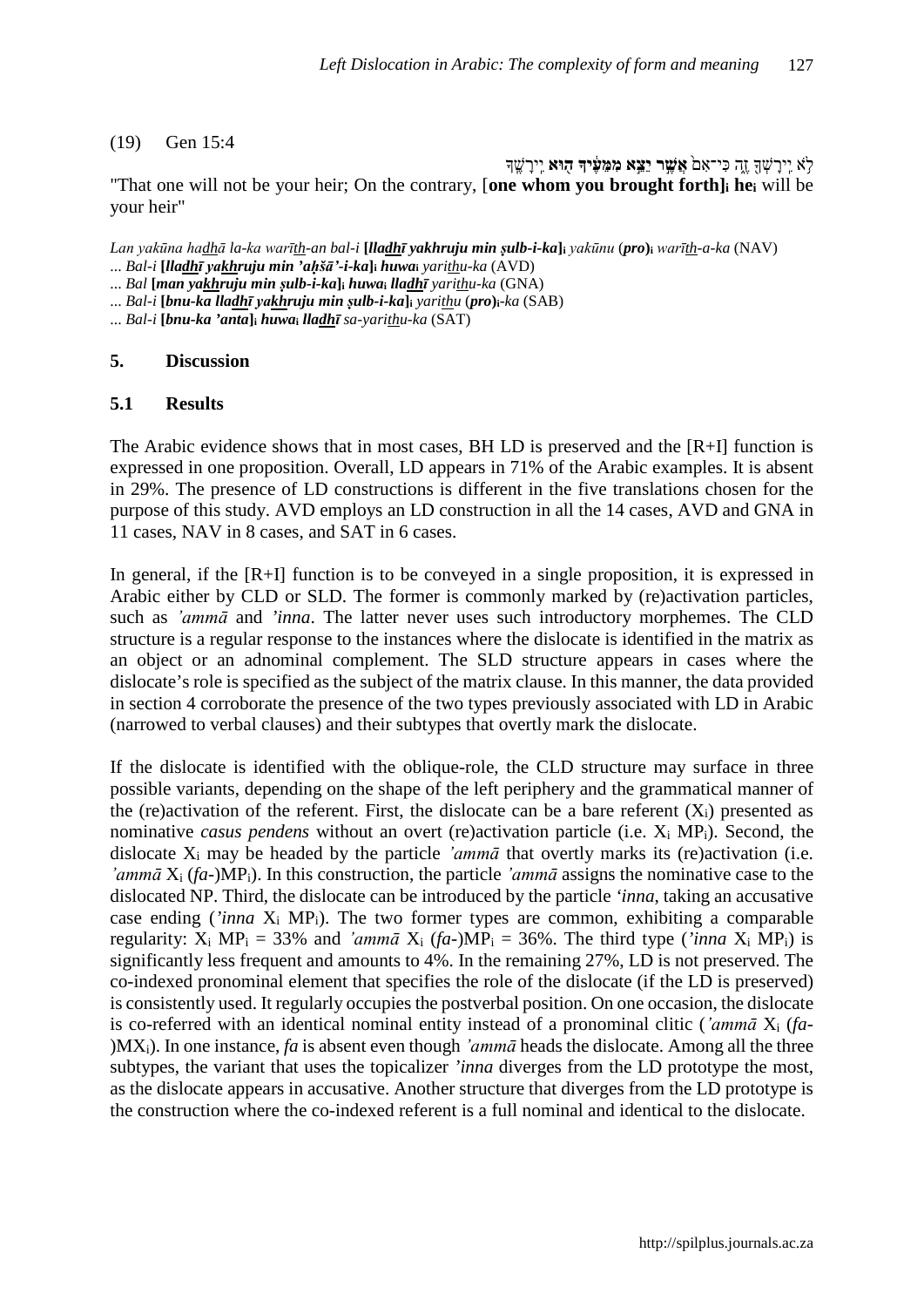(19) Gen 15:4

לֹא יִירָשְׁךָ זֶה כִּי־אִם **אֲשֶׁר יֵצֵא מִמֵּעֶיךָ הוּא** יִירָשֶׁךָ

"That one will not be your heir; On the contrary, [**one whom you brought forth**]$_i$ **he**$_i$ will be your heir"

*Lan yakūna ha<u>dh</u>ā la-ka warī<u>th</u>-an bal-i* **[*lla<u>dh</u>ī yakhruju min ṣulb-i-ka*]**$_i$ *yakūnu* (***pro***)$_i$ *warī<u>th</u>-a-ka* (NAV)

*... Bal-i* **[*lla<u>dh</u>ī ya<u>kh</u>ruju min 'aḥšā'-i-ka*]**$_i$ ***huwa***$_i$ *yari<u>th</u>u-ka* (AVD)

*... Bal* **[*man ya<u>kh</u>ruju min ṣulb-i-ka*]**$_i$ ***huwa***$_i$ ***lla<u>dh</u>ī*** *yari<u>th</u>u-ka* (GNA)

*... Bal-i* **[*bnu-ka lla<u>dh</u>ī ya<u>kh</u>ruju min ṣulb-i-ka*]**$_i$ *yari<u>th</u>u* (***pro***)$_i$*-ka* (SAB)

*... Bal-i* **[*bnu-ka 'anta*]**$_i$ ***huwa***$_i$ ***lla<u>dh</u>ī*** *sa-yari<u>th</u>u-ka* (SAT)

## 5. Discussion

### 5.1 Results

The Arabic evidence shows that in most cases, BH LD is preserved and the [R+I] function is expressed in one proposition. Overall, LD appears in 71% of the Arabic examples. It is absent in 29%. The presence of LD constructions is different in the five translations chosen for the purpose of this study. AVD employs an LD construction in all the 14 cases, AVD and GNA in 11 cases, NAV in 8 cases, and SAT in 6 cases.

In general, if the [R+I] function is to be conveyed in a single proposition, it is expressed in Arabic either by CLD or SLD. The former is commonly marked by (re)activation particles, such as *'ammā* and *'inna*. The latter never uses such introductory morphemes. The CLD structure is a regular response to the instances where the dislocate is identified in the matrix as an object or an adnominal complement. The SLD structure appears in cases where the dislocate's role is specified as the subject of the matrix clause. In this manner, the data provided in section 4 corroborate the presence of the two types previously associated with LD in Arabic (narrowed to verbal clauses) and their subtypes that overtly mark the dislocate.

If the dislocate is identified with the oblique-role, the CLD structure may surface in three possible variants, depending on the shape of the left periphery and the grammatical manner of the (re)activation of the referent. First, the dislocate can be a bare referent ($X_i$) presented as nominative *casus pendens* without an overt (re)activation particle (i.e. $X_i$ $MP_i$). Second, the dislocate $X_i$ may be headed by the particle *'ammā* that overtly marks its (re)activation (i.e. *'ammā* $X_i$ (*fa*-)$MP_i$). In this construction, the particle *'ammā* assigns the nominative case to the dislocated NP. Third, the dislocate can be introduced by the particle *'inna*, taking an accusative case ending (*'inna* $X_i$ $MP_i$). The two former types are common, exhibiting a comparable regularity: $X_i$ $MP_i$ = 33% and *'ammā* $X_i$ (*fa*-)$MP_i$ = 36%. The third type (*'inna* $X_i$ $MP_i$) is significantly less frequent and amounts to 4%. In the remaining 27%, LD is not preserved. The co-indexed pronominal element that specifies the role of the dislocate (if the LD is preserved) is consistently used. It regularly occupies the postverbal position. On one occasion, the dislocate is co-referred with an identical nominal entity instead of a pronominal clitic (*'ammā* $X_i$ (*fa*-)$MX_i$). In one instance, *fa* is absent even though *'ammā* heads the dislocate. Among all the three subtypes, the variant that uses the topicalizer *'inna* diverges from the LD prototype the most, as the dislocate appears in accusative. Another structure that diverges from the LD prototype is the construction where the co-indexed referent is a full nominal and identical to the dislocate.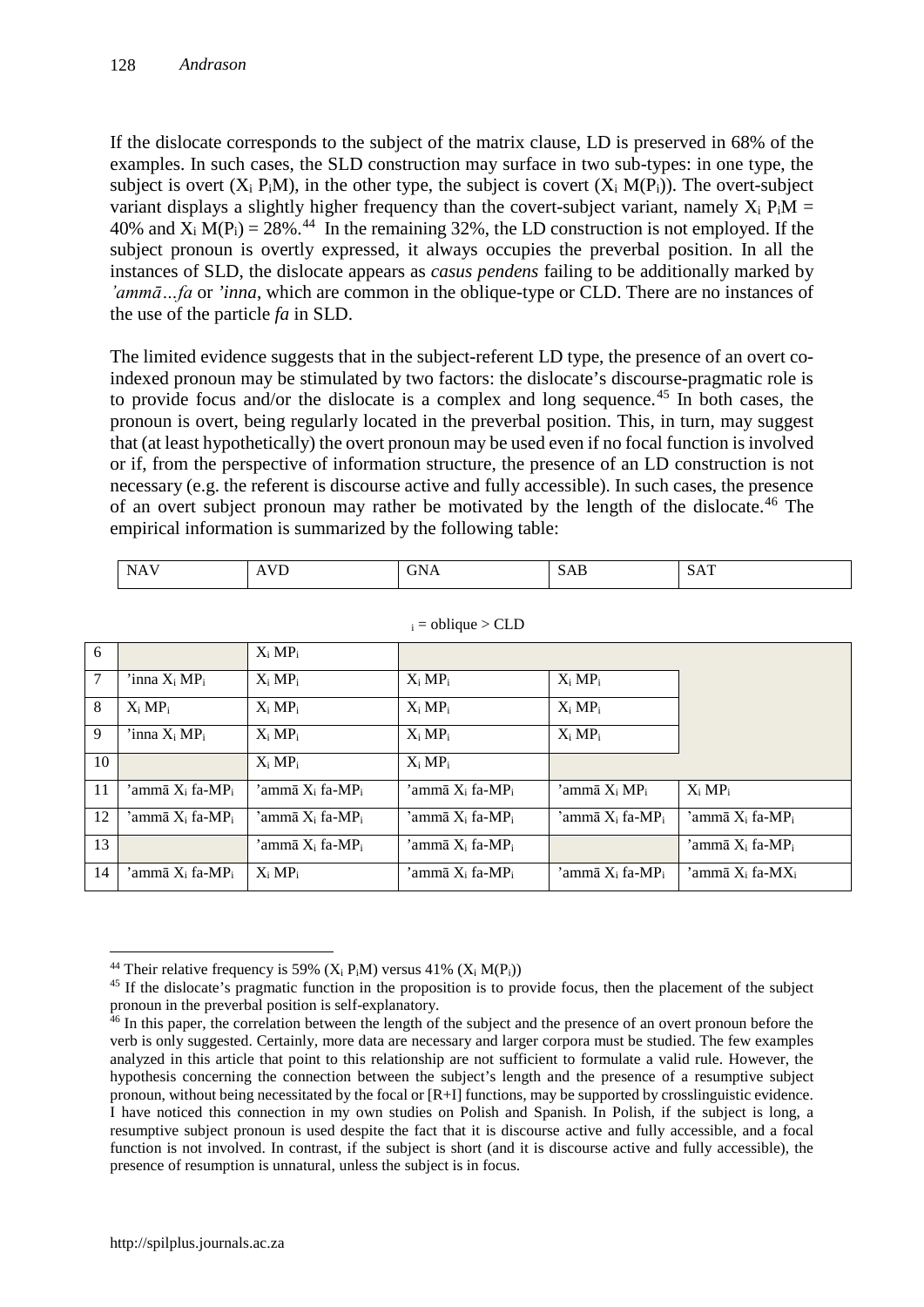If the dislocate corresponds to the subject of the matrix clause, LD is preserved in 68% of the examples. In such cases, the SLD construction may surface in two sub-types: in one type, the subject is overt ($X_i$ $P_iM$), in the other type, the subject is covert ($X_i$ $M(P_i)$). The overt-subject variant displays a slightly higher frequency than the covert-subject variant, namely $X_i$ $P_iM$ = 40% and $X_i$ $M(P_i)$ = 28%.[44] In the remaining 32%, the LD construction is not employed. If the subject pronoun is overtly expressed, it always occupies the preverbal position. In all the instances of SLD, the dislocate appears as *casus pendens* failing to be additionally marked by *'ammā…fa* or *'inna*, which are common in the oblique-type or CLD. There are no instances of the use of the particle *fa* in SLD.

The limited evidence suggests that in the subject-referent LD type, the presence of an overt co-indexed pronoun may be stimulated by two factors: the dislocate's discourse-pragmatic role is to provide focus and/or the dislocate is a complex and long sequence.[45] In both cases, the pronoun is overt, being regularly located in the preverbal position. This, in turn, may suggest that (at least hypothetically) the overt pronoun may be used even if no focal function is involved or if, from the perspective of information structure, the presence of an LD construction is not necessary (e.g. the referent is discourse active and fully accessible). In such cases, the presence of an overt subject pronoun may rather be motivated by the length of the dislocate.[46] The empirical information is summarized by the following table:

$_i$ = oblique > CLD

| | NAV | AVD | GNA | SAB | SAT |
|---|---|---|---|---|---|
| 6 | | $X_i$ $MP_i$ | | | |
| 7 | 'inna $X_i$ $MP_i$ | $X_i$ $MP_i$ | $X_i$ $MP_i$ | $X_i$ $MP_i$ | |
| 8 | $X_i$ $MP_i$ | $X_i$ $MP_i$ | $X_i$ $MP_i$ | $X_i$ $MP_i$ | |
| 9 | 'inna $X_i$ $MP_i$ | $X_i$ $MP_i$ | $X_i$ $MP_i$ | $X_i$ $MP_i$ | |
| 10 | | $X_i$ $MP_i$ | $X_i$ $MP_i$ | | |
| 11 | 'ammā $X_i$ fa-$MP_i$ | 'ammā $X_i$ fa-$MP_i$ | 'ammā $X_i$ fa-$MP_i$ | 'ammā $X_i$ $MP_i$ | $X_i$ $MP_i$ |
| 12 | 'ammā $X_i$ fa-$MP_i$ | 'ammā $X_i$ fa-$MP_i$ | 'ammā $X_i$ fa-$MP_i$ | 'ammā $X_i$ fa-$MP_i$ | 'ammā $X_i$ fa-$MP_i$ |
| 13 | | 'ammā $X_i$ fa-$MP_i$ | 'ammā $X_i$ fa-$MP_i$ | | 'ammā $X_i$ fa-$MP_i$ |
| 14 | 'ammā $X_i$ fa-$MP_i$ | $X_i$ $MP_i$ | 'ammā $X_i$ fa-$MP_i$ | 'ammā $X_i$ fa-$MP_i$ | 'ammā $X_i$ fa-$MX_i$ |

---

[44] Their relative frequency is 59% ($X_i$ $P_iM$) versus 41% ($X_i$ $M(P_i)$)

[45] If the dislocate's pragmatic function in the proposition is to provide focus, then the placement of the subject pronoun in the preverbal position is self-explanatory.

[46] In this paper, the correlation between the length of the subject and the presence of an overt pronoun before the verb is only suggested. Certainly, more data are necessary and larger corpora must be studied. The few examples analyzed in this article that point to this relationship are not sufficient to formulate a valid rule. However, the hypothesis concerning the connection between the subject's length and the presence of a resumptive subject pronoun, without being necessitated by the focal or [R+I] functions, may be supported by crosslinguistic evidence. I have noticed this connection in my own studies on Polish and Spanish. In Polish, if the subject is long, a resumptive subject pronoun is used despite the fact that it is discourse active and fully accessible, and a focal function is not involved. In contrast, if the subject is short (and it is discourse active and fully accessible), the presence of resumption is unnatural, unless the subject is in focus.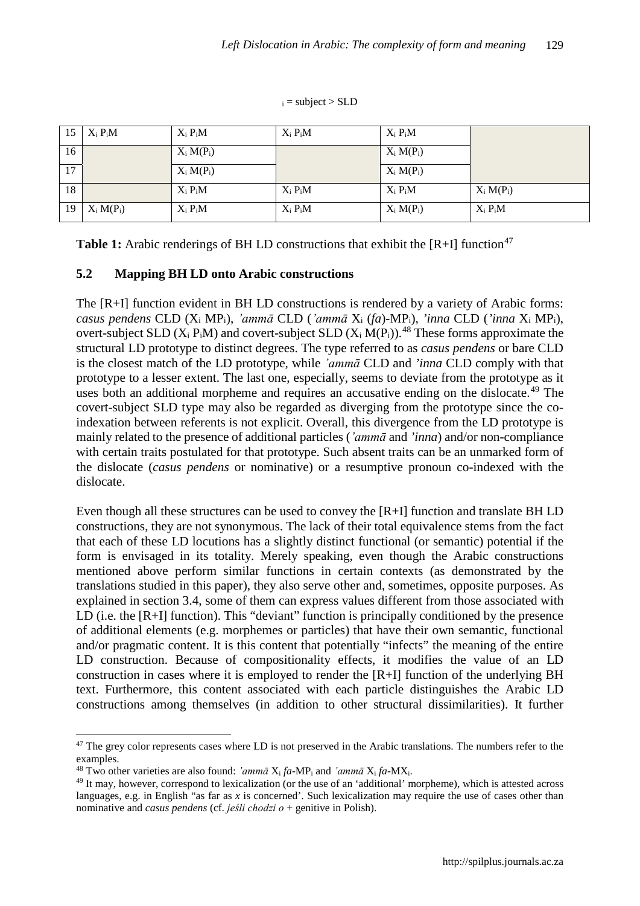$_i$ = subject > SLD

| 15 | $X_i P_iM$ | $X_i P_iM$ | $X_i P_iM$ | $X_i P_iM$ | |
|---|---|---|---|---|---|
| 16 | | $X_i M(P_i)$ | | $X_i M(P_i)$ | |
| 17 | | $X_i M(P_i)$ | | $X_i M(P_i)$ | |
| 18 | | $X_i P_iM$ | $X_i P_iM$ | $X_i P_iM$ | $X_i M(P_i)$ |
| 19 | $X_i M(P_i)$ | $X_i P_iM$ | $X_i P_iM$ | $X_i M(P_i)$ | $X_i P_iM$ |

**Table 1:** Arabic renderings of BH LD constructions that exhibit the [R+I] function[47]

### 5.2 Mapping BH LD onto Arabic constructions

The [R+I] function evident in BH LD constructions is rendered by a variety of Arabic forms: *casus pendens* CLD ($X_i$ $MP_i$), *ʾammā* CLD (*ʾammā* $X_i$ (*fa*)-$MP_i$), *ʾinna* CLD (*ʾinna* $X_i$ $MP_i$), overt-subject SLD ($X_i$ $P_iM$) and covert-subject SLD ($X_i$ $M(P_i)$).[48] These forms approximate the structural LD prototype to distinct degrees. The type referred to as *casus pendens* or bare CLD is the closest match of the LD prototype, while *ʾammā* CLD and *ʾinna* CLD comply with that prototype to a lesser extent. The last one, especially, seems to deviate from the prototype as it uses both an additional morpheme and requires an accusative ending on the dislocate.[49] The covert-subject SLD type may also be regarded as diverging from the prototype since the co-indexation between referents is not explicit. Overall, this divergence from the LD prototype is mainly related to the presence of additional particles (*ʾammā* and *ʾinna*) and/or non-compliance with certain traits postulated for that prototype. Such absent traits can be an unmarked form of the dislocate (*casus pendens* or nominative) or a resumptive pronoun co-indexed with the dislocate.

Even though all these structures can be used to convey the [R+I] function and translate BH LD constructions, they are not synonymous. The lack of their total equivalence stems from the fact that each of these LD locutions has a slightly distinct functional (or semantic) potential if the form is envisaged in its totality. Merely speaking, even though the Arabic constructions mentioned above perform similar functions in certain contexts (as demonstrated by the translations studied in this paper), they also serve other and, sometimes, opposite purposes. As explained in section 3.4, some of them can express values different from those associated with LD (i.e. the [R+I] function). This "deviant" function is principally conditioned by the presence of additional elements (e.g. morphemes or particles) that have their own semantic, functional and/or pragmatic content. It is this content that potentially "infects" the meaning of the entire LD construction. Because of compositionality effects, it modifies the value of an LD construction in cases where it is employed to render the [R+I] function of the underlying BH text. Furthermore, this content associated with each particle distinguishes the Arabic LD constructions among themselves (in addition to other structural dissimilarities). It further

---

[47] The grey color represents cases where LD is not preserved in the Arabic translations. The numbers refer to the examples.

[48] Two other varieties are also found: *ʾammā* $X_i$ *fa*-$MP_i$ and *ʾammā* $X_i$ *fa*-$MX_i$.

[49] It may, however, correspond to lexicalization (or the use of an 'additional' morpheme), which is attested across languages, e.g. in English "as far as *x* is concerned'. Such lexicalization may require the use of cases other than nominative and *casus pendens* (cf. *jeśli chodzi o* + genitive in Polish).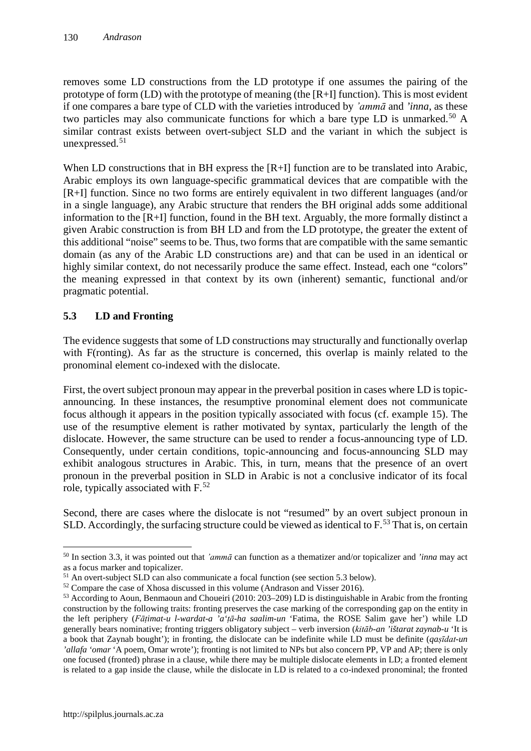removes some LD constructions from the LD prototype if one assumes the pairing of the prototype of form (LD) with the prototype of meaning (the [R+I] function). This is most evident if one compares a bare type of CLD with the varieties introduced by *ʾammā* and *ʾinna*, as these two particles may also communicate functions for which a bare type LD is unmarked.[50] A similar contrast exists between overt-subject SLD and the variant in which the subject is unexpressed.[51]

When LD constructions that in BH express the [R+I] function are to be translated into Arabic, Arabic employs its own language-specific grammatical devices that are compatible with the [R+I] function. Since no two forms are entirely equivalent in two different languages (and/or in a single language), any Arabic structure that renders the BH original adds some additional information to the [R+I] function, found in the BH text. Arguably, the more formally distinct a given Arabic construction is from BH LD and from the LD prototype, the greater the extent of this additional "noise" seems to be. Thus, two forms that are compatible with the same semantic domain (as any of the Arabic LD constructions are) and that can be used in an identical or highly similar context, do not necessarily produce the same effect. Instead, each one "colors" the meaning expressed in that context by its own (inherent) semantic, functional and/or pragmatic potential.

## 5.3 LD and Fronting

The evidence suggests that some of LD constructions may structurally and functionally overlap with F(ronting). As far as the structure is concerned, this overlap is mainly related to the pronominal element co-indexed with the dislocate.

First, the overt subject pronoun may appear in the preverbal position in cases where LD is topic-announcing. In these instances, the resumptive pronominal element does not communicate focus although it appears in the position typically associated with focus (cf. example 15). The use of the resumptive element is rather motivated by syntax, particularly the length of the dislocate. However, the same structure can be used to render a focus-announcing type of LD. Consequently, under certain conditions, topic-announcing and focus-announcing SLD may exhibit analogous structures in Arabic. This, in turn, means that the presence of an overt pronoun in the preverbal position in SLD in Arabic is not a conclusive indicator of its focal role, typically associated with F.[52]

Second, there are cases where the dislocate is not "resumed" by an overt subject pronoun in SLD. Accordingly, the surfacing structure could be viewed as identical to F.[53] That is, on certain

---

[50] In section 3.3, it was pointed out that *ʾammā* can function as a thematizer and/or topicalizer and *ʾinna* may act as a focus marker and topicalizer.

[51] An overt-subject SLD can also communicate a focal function (see section 5.3 below).

[52] Compare the case of Xhosa discussed in this volume (Andrason and Visser 2016).

[53] According to Aoun, Benmaoun and Choueiri (2010: 203–209) LD is distinguishable in Arabic from the fronting construction by the following traits: fronting preserves the case marking of the corresponding gap on the entity in the left periphery (*Fāṭimat-u l-wardat-a ʾaʿṭā-ha saalim-un* 'Fatima, the ROSE Salim gave her') while LD generally bears nominative; fronting triggers obligatory subject – verb inversion (*kitāb-an ʾištarat zaynab-u* 'It is a book that Zaynab bought'); in fronting, the dislocate can be indefinite while LD must be definite (*qaṣīdat-un ʾallafa ʿomar* 'A poem, Omar wrote'); fronting is not limited to NPs but also concern PP, VP and AP; there is only one focused (fronted) phrase in a clause, while there may be multiple dislocate elements in LD; a fronted element is related to a gap inside the clause, while the dislocate in LD is related to a co-indexed pronominal; the fronted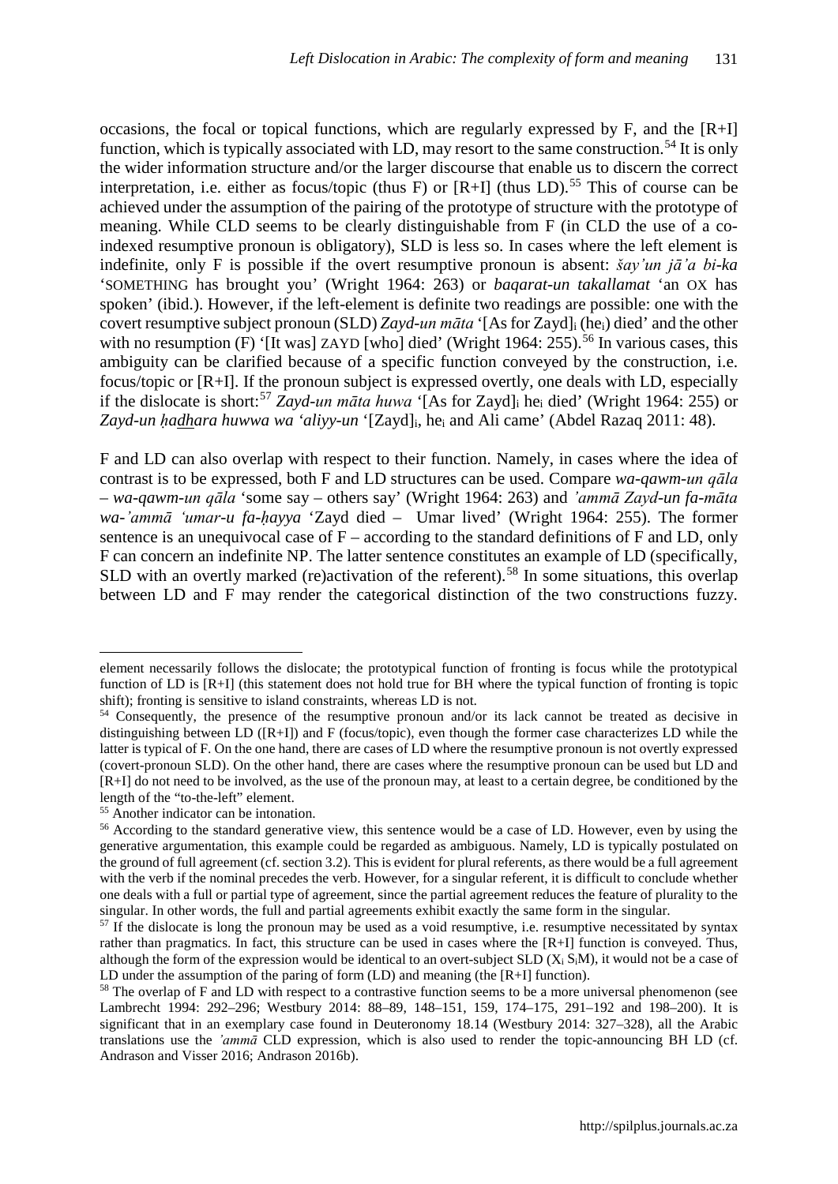occasions, the focal or topical functions, which are regularly expressed by F, and the [R+I] function, which is typically associated with LD, may resort to the same construction.[54] It is only the wider information structure and/or the larger discourse that enable us to discern the correct interpretation, i.e. either as focus/topic (thus F) or [R+I] (thus LD).[55] This of course can be achieved under the assumption of the pairing of the prototype of structure with the prototype of meaning. While CLD seems to be clearly distinguishable from F (in CLD the use of a co-indexed resumptive pronoun is obligatory), SLD is less so. In cases where the left element is indefinite, only F is possible if the overt resumptive pronoun is absent: *šay'un jā'a bi-ka* 'SOMETHING has brought you' (Wright 1964: 263) or *baqarat-un takallamat* 'an OX has spoken' (ibid.). However, if the left-element is definite two readings are possible: one with the covert resumptive subject pronoun (SLD) *Zayd-un māta* '[As for Zayd]$_i$ (he$_i$) died' and the other with no resumption (F) '[It was] ZAYD [who] died' (Wright 1964: 255).[56] In various cases, this ambiguity can be clarified because of a specific function conveyed by the construction, i.e. focus/topic or [R+I]. If the pronoun subject is expressed overtly, one deals with LD, especially if the dislocate is short:[57] *Zayd-un māta huwa* '[As for Zayd]$_i$ he$_i$ died' (Wright 1964: 255) or *Zayd-un ḥadhara huwwa wa 'aliyy-un* '[Zayd]$_i$, he$_i$ and Ali came' (Abdel Razaq 2011: 48).

F and LD can also overlap with respect to their function. Namely, in cases where the idea of contrast is to be expressed, both F and LD structures can be used. Compare *wa-qawm-un qāla – wa-qawm-un qāla* 'some say – others say' (Wright 1964: 263) and *'ammā Zayd-un fa-māta wa-'ammā 'umar-u fa-ḥayya* 'Zayd died – Umar lived' (Wright 1964: 255). The former sentence is an unequivocal case of F – according to the standard definitions of F and LD, only F can concern an indefinite NP. The latter sentence constitutes an example of LD (specifically, SLD with an overtly marked (re)activation of the referent).[58] In some situations, this overlap between LD and F may render the categorical distinction of the two constructions fuzzy.

---

element necessarily follows the dislocate; the prototypical function of fronting is focus while the prototypical function of LD is [R+I] (this statement does not hold true for BH where the typical function of fronting is topic shift); fronting is sensitive to island constraints, whereas LD is not.

[54] Consequently, the presence of the resumptive pronoun and/or its lack cannot be treated as decisive in distinguishing between LD ([R+I]) and F (focus/topic), even though the former case characterizes LD while the latter is typical of F. On the one hand, there are cases of LD where the resumptive pronoun is not overtly expressed (covert-pronoun SLD). On the other hand, there are cases where the resumptive pronoun can be used but LD and [R+I] do not need to be involved, as the use of the pronoun may, at least to a certain degree, be conditioned by the length of the "to-the-left" element.

[55] Another indicator can be intonation.

[56] According to the standard generative view, this sentence would be a case of LD. However, even by using the generative argumentation, this example could be regarded as ambiguous. Namely, LD is typically postulated on the ground of full agreement (cf. section 3.2). This is evident for plural referents, as there would be a full agreement with the verb if the nominal precedes the verb. However, for a singular referent, it is difficult to conclude whether one deals with a full or partial type of agreement, since the partial agreement reduces the feature of plurality to the singular. In other words, the full and partial agreements exhibit exactly the same form in the singular.

[57] If the dislocate is long the pronoun may be used as a void resumptive, i.e. resumptive necessitated by syntax rather than pragmatics. In fact, this structure can be used in cases where the [R+I] function is conveyed. Thus, although the form of the expression would be identical to an overt-subject SLD ($X_i$ $S_i$M), it would not be a case of LD under the assumption of the paring of form (LD) and meaning (the [R+I] function).

[58] The overlap of F and LD with respect to a contrastive function seems to be a more universal phenomenon (see Lambrecht 1994: 292–296; Westbury 2014: 88–89, 148–151, 159, 174–175, 291–192 and 198–200). It is significant that in an exemplary case found in Deuteronomy 18.14 (Westbury 2014: 327–328), all the Arabic translations use the *'ammā* CLD expression, which is also used to render the topic-announcing BH LD (cf. Andrason and Visser 2016; Andrason 2016b).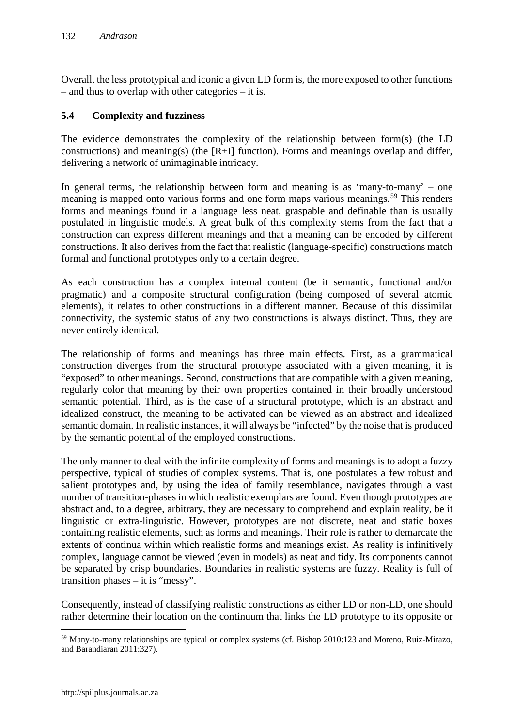Overall, the less prototypical and iconic a given LD form is, the more exposed to other functions – and thus to overlap with other categories – it is.

### 5.4 Complexity and fuzziness

The evidence demonstrates the complexity of the relationship between form(s) (the LD constructions) and meaning(s) (the [R+I] function). Forms and meanings overlap and differ, delivering a network of unimaginable intricacy.

In general terms, the relationship between form and meaning is as 'many-to-many' – one meaning is mapped onto various forms and one form maps various meanings.[59] This renders forms and meanings found in a language less neat, graspable and definable than is usually postulated in linguistic models. A great bulk of this complexity stems from the fact that a construction can express different meanings and that a meaning can be encoded by different constructions. It also derives from the fact that realistic (language-specific) constructions match formal and functional prototypes only to a certain degree.

As each construction has a complex internal content (be it semantic, functional and/or pragmatic) and a composite structural configuration (being composed of several atomic elements), it relates to other constructions in a different manner. Because of this dissimilar connectivity, the systemic status of any two constructions is always distinct. Thus, they are never entirely identical.

The relationship of forms and meanings has three main effects. First, as a grammatical construction diverges from the structural prototype associated with a given meaning, it is "exposed" to other meanings. Second, constructions that are compatible with a given meaning, regularly color that meaning by their own properties contained in their broadly understood semantic potential. Third, as is the case of a structural prototype, which is an abstract and idealized construct, the meaning to be activated can be viewed as an abstract and idealized semantic domain. In realistic instances, it will always be "infected" by the noise that is produced by the semantic potential of the employed constructions.

The only manner to deal with the infinite complexity of forms and meanings is to adopt a fuzzy perspective, typical of studies of complex systems. That is, one postulates a few robust and salient prototypes and, by using the idea of family resemblance, navigates through a vast number of transition-phases in which realistic exemplars are found. Even though prototypes are abstract and, to a degree, arbitrary, they are necessary to comprehend and explain reality, be it linguistic or extra-linguistic. However, prototypes are not discrete, neat and static boxes containing realistic elements, such as forms and meanings. Their role is rather to demarcate the extents of continua within which realistic forms and meanings exist. As reality is infinitively complex, language cannot be viewed (even in models) as neat and tidy. Its components cannot be separated by crisp boundaries. Boundaries in realistic systems are fuzzy. Reality is full of transition phases – it is "messy".

Consequently, instead of classifying realistic constructions as either LD or non-LD, one should rather determine their location on the continuum that links the LD prototype to its opposite or

---

[59] Many-to-many relationships are typical or complex systems (cf. Bishop 2010:123 and Moreno, Ruiz-Mirazo, and Barandiaran 2011:327).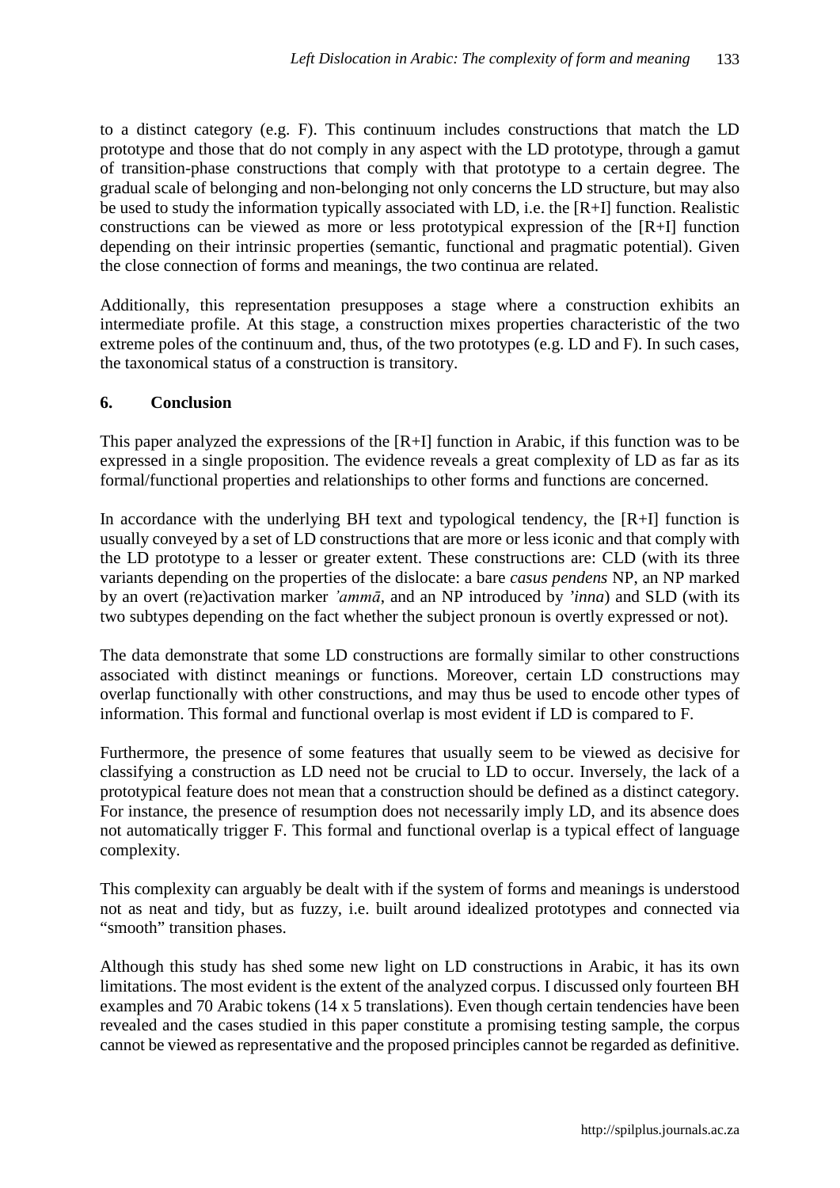to a distinct category (e.g. F). This continuum includes constructions that match the LD prototype and those that do not comply in any aspect with the LD prototype, through a gamut of transition-phase constructions that comply with that prototype to a certain degree. The gradual scale of belonging and non-belonging not only concerns the LD structure, but may also be used to study the information typically associated with LD, i.e. the [R+I] function. Realistic constructions can be viewed as more or less prototypical expression of the [R+I] function depending on their intrinsic properties (semantic, functional and pragmatic potential). Given the close connection of forms and meanings, the two continua are related.

Additionally, this representation presupposes a stage where a construction exhibits an intermediate profile. At this stage, a construction mixes properties characteristic of the two extreme poles of the continuum and, thus, of the two prototypes (e.g. LD and F). In such cases, the taxonomical status of a construction is transitory.

## 6. Conclusion

This paper analyzed the expressions of the [R+I] function in Arabic, if this function was to be expressed in a single proposition. The evidence reveals a great complexity of LD as far as its formal/functional properties and relationships to other forms and functions are concerned.

In accordance with the underlying BH text and typological tendency, the [R+I] function is usually conveyed by a set of LD constructions that are more or less iconic and that comply with the LD prototype to a lesser or greater extent. These constructions are: CLD (with its three variants depending on the properties of the dislocate: a bare *casus pendens* NP, an NP marked by an overt (re)activation marker *ʾammā*, and an NP introduced by *ʾinna*) and SLD (with its two subtypes depending on the fact whether the subject pronoun is overtly expressed or not).

The data demonstrate that some LD constructions are formally similar to other constructions associated with distinct meanings or functions. Moreover, certain LD constructions may overlap functionally with other constructions, and may thus be used to encode other types of information. This formal and functional overlap is most evident if LD is compared to F.

Furthermore, the presence of some features that usually seem to be viewed as decisive for classifying a construction as LD need not be crucial to LD to occur. Inversely, the lack of a prototypical feature does not mean that a construction should be defined as a distinct category. For instance, the presence of resumption does not necessarily imply LD, and its absence does not automatically trigger F. This formal and functional overlap is a typical effect of language complexity.

This complexity can arguably be dealt with if the system of forms and meanings is understood not as neat and tidy, but as fuzzy, i.e. built around idealized prototypes and connected via "smooth" transition phases.

Although this study has shed some new light on LD constructions in Arabic, it has its own limitations. The most evident is the extent of the analyzed corpus. I discussed only fourteen BH examples and 70 Arabic tokens (14 x 5 translations). Even though certain tendencies have been revealed and the cases studied in this paper constitute a promising testing sample, the corpus cannot be viewed as representative and the proposed principles cannot be regarded as definitive.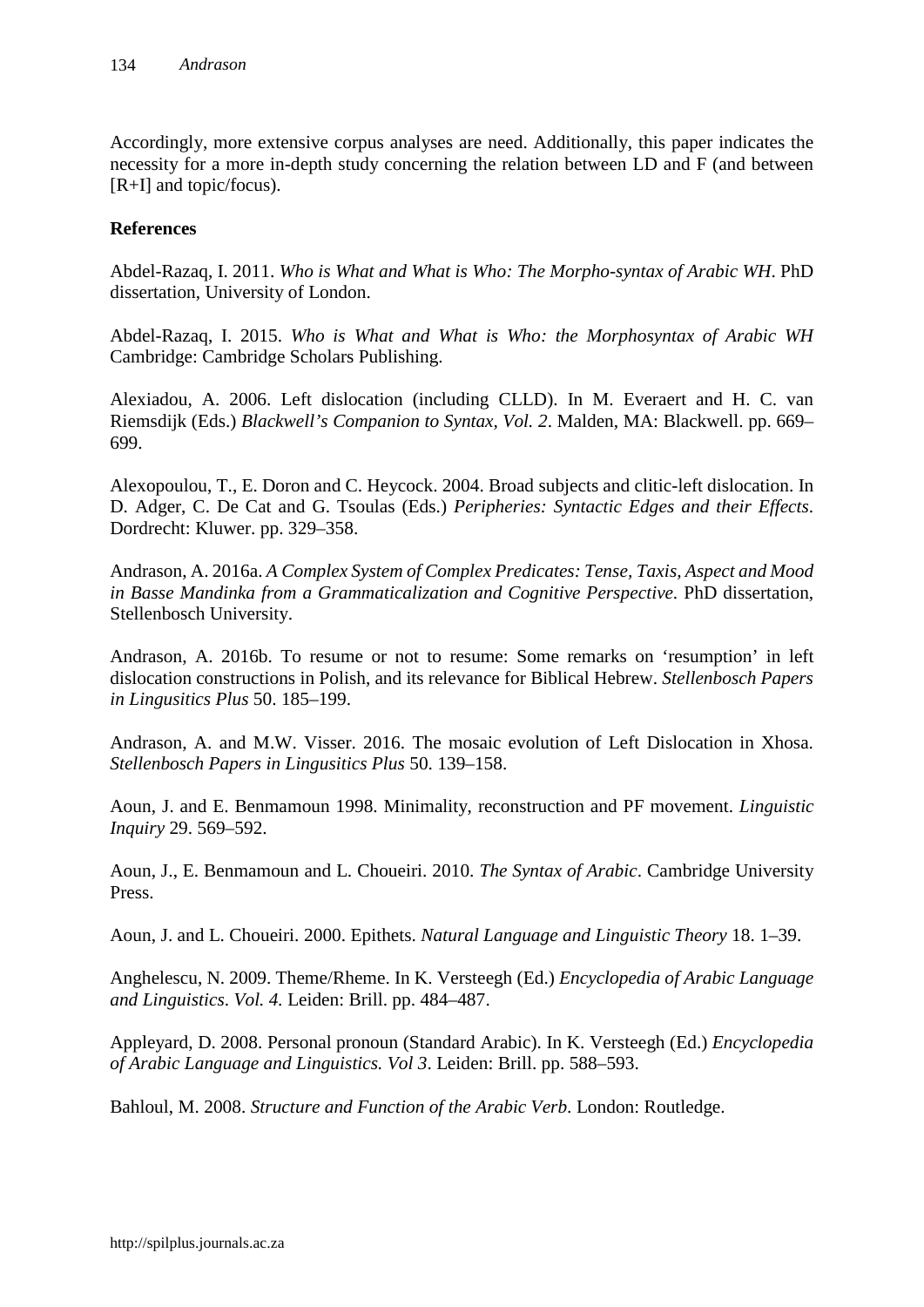Accordingly, more extensive corpus analyses are need. Additionally, this paper indicates the necessity for a more in-depth study concerning the relation between LD and F (and between [R+I] and topic/focus).

## References

Abdel-Razaq, I. 2011. *Who is What and What is Who: The Morpho-syntax of Arabic WH*. PhD dissertation, University of London.

Abdel-Razaq, I. 2015. *Who is What and What is Who: the Morphosyntax of Arabic WH* Cambridge: Cambridge Scholars Publishing.

Alexiadou, A. 2006. Left dislocation (including CLLD). In M. Everaert and H. C. van Riemsdijk (Eds.) *Blackwell's Companion to Syntax, Vol. 2*. Malden, MA: Blackwell. pp. 669–699.

Alexopoulou, T., E. Doron and C. Heycock. 2004. Broad subjects and clitic-left dislocation. In D. Adger, C. De Cat and G. Tsoulas (Eds.) *Peripheries: Syntactic Edges and their Effects*. Dordrecht: Kluwer. pp. 329–358.

Andrason, A. 2016a. *A Complex System of Complex Predicates: Tense, Taxis, Aspect and Mood in Basse Mandinka from a Grammaticalization and Cognitive Perspective*. PhD dissertation, Stellenbosch University.

Andrason, A. 2016b. To resume or not to resume: Some remarks on 'resumption' in left dislocation constructions in Polish, and its relevance for Biblical Hebrew. *Stellenbosch Papers in Lingusitics Plus* 50. 185–199.

Andrason, A. and M.W. Visser. 2016. The mosaic evolution of Left Dislocation in Xhosa. *Stellenbosch Papers in Lingusitics Plus* 50. 139–158.

Aoun, J. and E. Benmamoun 1998. Minimality, reconstruction and PF movement. *Linguistic Inquiry* 29. 569–592.

Aoun, J., E. Benmamoun and L. Choueiri. 2010. *The Syntax of Arabic*. Cambridge University Press.

Aoun, J. and L. Choueiri. 2000. Epithets. *Natural Language and Linguistic Theory* 18. 1–39.

Anghelescu, N. 2009. Theme/Rheme. In K. Versteegh (Ed.) *Encyclopedia of Arabic Language and Linguistics*. *Vol. 4*. Leiden: Brill. pp. 484–487.

Appleyard, D. 2008. Personal pronoun (Standard Arabic). In K. Versteegh (Ed.) *Encyclopedia of Arabic Language and Linguistics. Vol 3*. Leiden: Brill. pp. 588–593.

Bahloul, M. 2008. *Structure and Function of the Arabic Verb*. London: Routledge.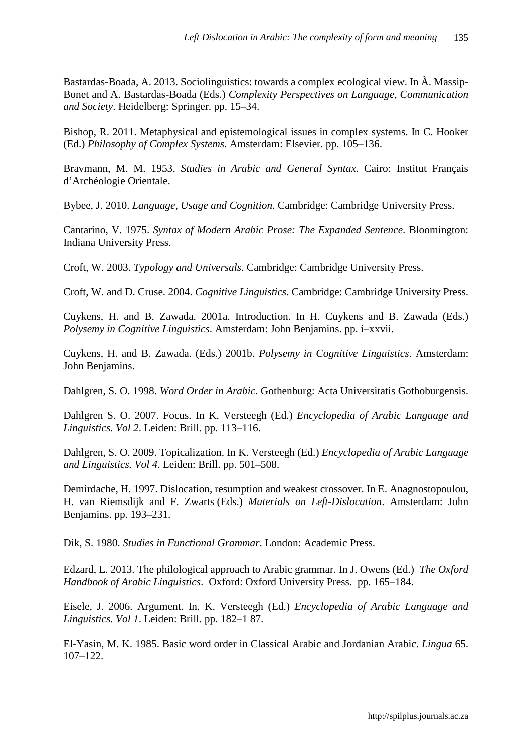Bastardas-Boada, A. 2013. Sociolinguistics: towards a complex ecological view. In À. Massip-Bonet and A. Bastardas-Boada (Eds.) *Complexity Perspectives on Language, Communication and Society*. Heidelberg: Springer. pp. 15–34.

Bishop, R. 2011. Metaphysical and epistemological issues in complex systems. In C. Hooker (Ed.) *Philosophy of Complex Systems*. Amsterdam: Elsevier. pp. 105–136.

Bravmann, M. M. 1953. *Studies in Arabic and General Syntax*. Cairo: Institut Français d'Archéologie Orientale.

Bybee, J. 2010. *Language, Usage and Cognition*. Cambridge: Cambridge University Press.

Cantarino, V. 1975. *Syntax of Modern Arabic Prose: The Expanded Sentence*. Bloomington: Indiana University Press.

Croft, W. 2003. *Typology and Universals*. Cambridge: Cambridge University Press.

Croft, W. and D. Cruse. 2004. *Cognitive Linguistics*. Cambridge: Cambridge University Press.

Cuykens, H. and B. Zawada. 2001a. Introduction. In H. Cuykens and B. Zawada (Eds.) *Polysemy in Cognitive Linguistics*. Amsterdam: John Benjamins. pp. i–xxvii.

Cuykens, H. and B. Zawada. (Eds.) 2001b. *Polysemy in Cognitive Linguistics*. Amsterdam: John Benjamins.

Dahlgren, S. O. 1998. *Word Order in Arabic*. Gothenburg: Acta Universitatis Gothoburgensis.

Dahlgren S. O. 2007. Focus. In K. Versteegh (Ed.) *Encyclopedia of Arabic Language and Linguistics. Vol 2*. Leiden: Brill. pp. 113–116.

Dahlgren, S. O. 2009. Topicalization. In K. Versteegh (Ed.) *Encyclopedia of Arabic Language and Linguistics. Vol 4*. Leiden: Brill. pp. 501–508.

Demirdache, H. 1997. Dislocation, resumption and weakest crossover. In E. Anagnostopoulou, H. van Riemsdijk and F. Zwarts (Eds.) *Materials on Left-Dislocation*. Amsterdam: John Benjamins. pp. 193–231.

Dik, S. 1980. *Studies in Functional Grammar*. London: Academic Press.

Edzard, L. 2013. The philological approach to Arabic grammar. In J. Owens (Ed.) *The Oxford Handbook of Arabic Linguistics*. Oxford: Oxford University Press. pp. 165–184.

Eisele, J. 2006. Argument. In. K. Versteegh (Ed.) *Encyclopedia of Arabic Language and Linguistics. Vol 1*. Leiden: Brill. pp. 182–1 87.

El-Yasin, M. K. 1985. Basic word order in Classical Arabic and Jordanian Arabic. *Lingua* 65. 107–122.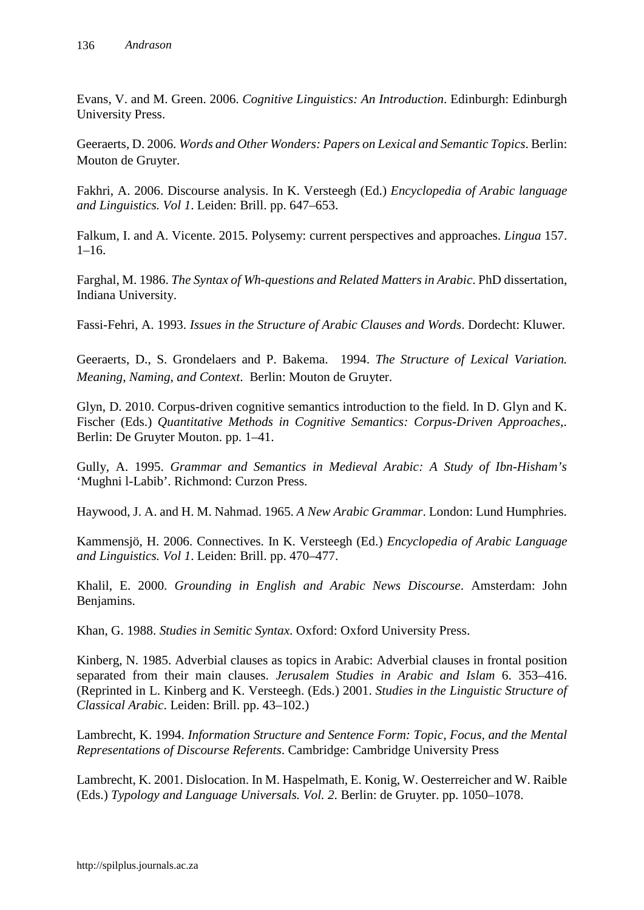Evans, V. and M. Green. 2006. *Cognitive Linguistics: An Introduction*. Edinburgh: Edinburgh University Press.

Geeraerts, D. 2006. *Words and Other Wonders: Papers on Lexical and Semantic Topics*. Berlin: Mouton de Gruyter.

Fakhri, A. 2006. Discourse analysis. In K. Versteegh (Ed.) *Encyclopedia of Arabic language and Linguistics. Vol 1*. Leiden: Brill. pp. 647–653.

Falkum, I. and A. Vicente. 2015. Polysemy: current perspectives and approaches. *Lingua* 157. 1–16.

Farghal, M. 1986. *The Syntax of Wh-questions and Related Matters in Arabic*. PhD dissertation, Indiana University.

Fassi-Fehri, A. 1993. *Issues in the Structure of Arabic Clauses and Words*. Dordecht: Kluwer.

Geeraerts, D., S. Grondelaers and P. Bakema. 1994. *The Structure of Lexical Variation. Meaning, Naming, and Context*. Berlin: Mouton de Gruyter.

Glyn, D. 2010. Corpus-driven cognitive semantics introduction to the field. In D. Glyn and K. Fischer (Eds.) *Quantitative Methods in Cognitive Semantics: Corpus-Driven Approaches*,. Berlin: De Gruyter Mouton. pp. 1–41.

Gully, A. 1995. *Grammar and Semantics in Medieval Arabic: A Study of Ibn-Hisham's* 'Mughni l-Labib'. Richmond: Curzon Press.

Haywood, J. A. and H. M. Nahmad. 1965. *A New Arabic Grammar*. London: Lund Humphries.

Kammensjö, H. 2006. Connectives. In K. Versteegh (Ed.) *Encyclopedia of Arabic Language and Linguistics. Vol 1*. Leiden: Brill. pp. 470–477.

Khalil, E. 2000. *Grounding in English and Arabic News Discourse*. Amsterdam: John Benjamins.

Khan, G. 1988. *Studies in Semitic Syntax*. Oxford: Oxford University Press.

Kinberg, N. 1985. Adverbial clauses as topics in Arabic: Adverbial clauses in frontal position separated from their main clauses. *Jerusalem Studies in Arabic and Islam* 6. 353–416. (Reprinted in L. Kinberg and K. Versteegh. (Eds.) 2001. *Studies in the Linguistic Structure of Classical Arabic*. Leiden: Brill. pp. 43–102.)

Lambrecht, K. 1994. *Information Structure and Sentence Form: Topic, Focus, and the Mental Representations of Discourse Referents*. Cambridge: Cambridge University Press

Lambrecht, K. 2001. Dislocation. In M. Haspelmath, E. Konig, W. Oesterreicher and W. Raible (Eds.) *Typology and Language Universals. Vol. 2*. Berlin: de Gruyter. pp. 1050–1078.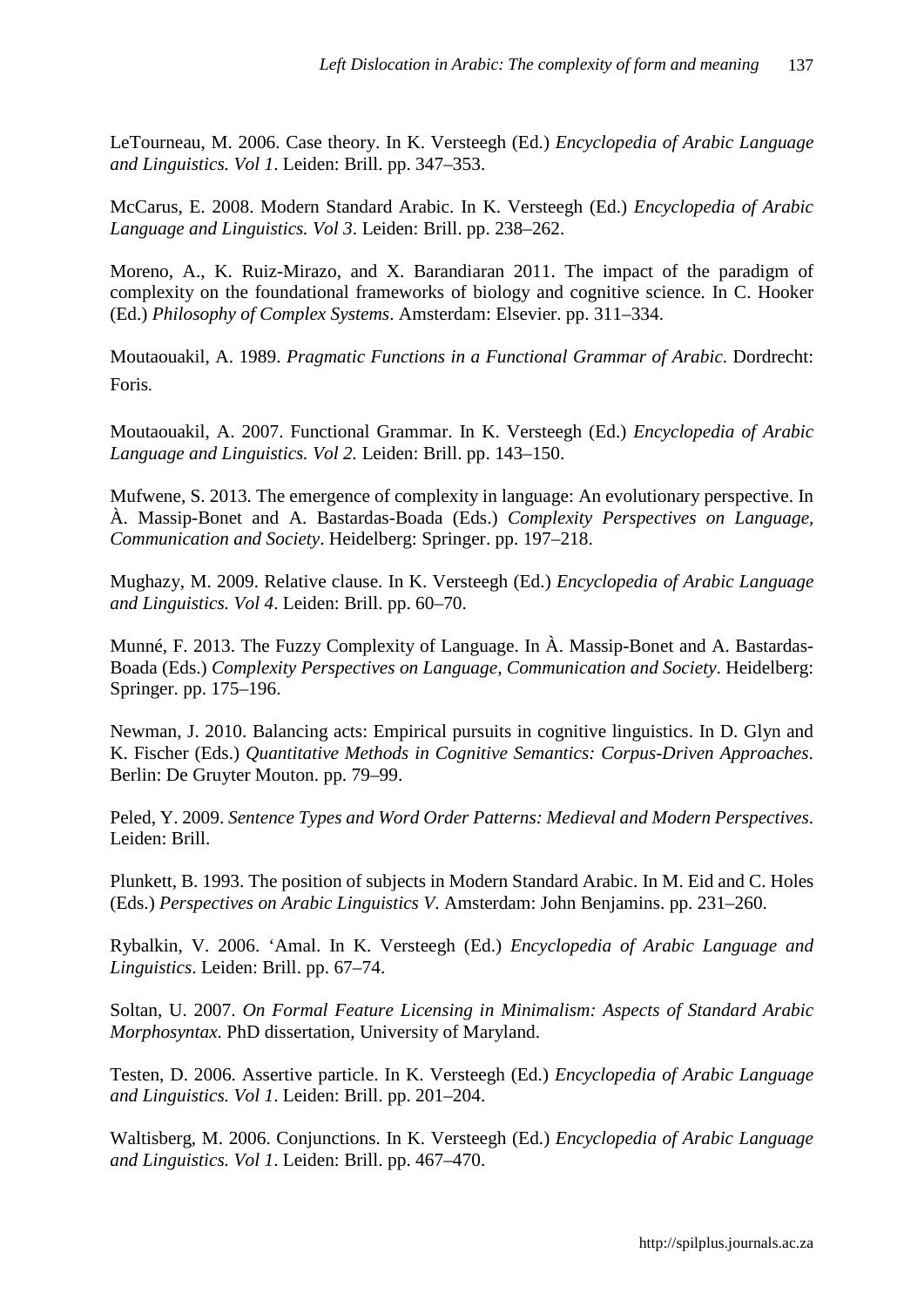LeTourneau, M. 2006. Case theory. In K. Versteegh (Ed.) *Encyclopedia of Arabic Language and Linguistics. Vol 1*. Leiden: Brill. pp. 347–353.

McCarus, E. 2008. Modern Standard Arabic. In K. Versteegh (Ed.) *Encyclopedia of Arabic Language and Linguistics. Vol 3*. Leiden: Brill. pp. 238–262.

Moreno, A., K. Ruiz-Mirazo, and X. Barandiaran 2011. The impact of the paradigm of complexity on the foundational frameworks of biology and cognitive science. In C. Hooker (Ed.) *Philosophy of Complex Systems*. Amsterdam: Elsevier. pp. 311–334.

Moutaouakil, A. 1989. *Pragmatic Functions in a Functional Grammar of Arabic*. Dordrecht: Foris.

Moutaouakil, A. 2007. Functional Grammar. In K. Versteegh (Ed.) *Encyclopedia of Arabic Language and Linguistics. Vol 2*. Leiden: Brill. pp. 143–150.

Mufwene, S. 2013. The emergence of complexity in language: An evolutionary perspective. In À. Massip-Bonet and A. Bastardas-Boada (Eds.) *Complexity Perspectives on Language, Communication and Society*. Heidelberg: Springer. pp. 197–218.

Mughazy, M. 2009. Relative clause. In K. Versteegh (Ed.) *Encyclopedia of Arabic Language and Linguistics. Vol 4*. Leiden: Brill. pp. 60–70.

Munné, F. 2013. The Fuzzy Complexity of Language. In À. Massip-Bonet and A. Bastardas-Boada (Eds.) *Complexity Perspectives on Language, Communication and Society*. Heidelberg: Springer. pp. 175–196.

Newman, J. 2010. Balancing acts: Empirical pursuits in cognitive linguistics. In D. Glyn and K. Fischer (Eds.) *Quantitative Methods in Cognitive Semantics: Corpus-Driven Approaches*. Berlin: De Gruyter Mouton. pp. 79–99.

Peled, Y. 2009. *Sentence Types and Word Order Patterns: Medieval and Modern Perspectives*. Leiden: Brill.

Plunkett, B. 1993. The position of subjects in Modern Standard Arabic. In M. Eid and C. Holes (Eds.) *Perspectives on Arabic Linguistics V*. Amsterdam: John Benjamins. pp. 231–260.

Rybalkin, V. 2006. ʻAmal. In K. Versteegh (Ed.) *Encyclopedia of Arabic Language and Linguistics*. Leiden: Brill. pp. 67–74.

Soltan, U. 2007. *On Formal Feature Licensing in Minimalism: Aspects of Standard Arabic Morphosyntax*. PhD dissertation, University of Maryland.

Testen, D. 2006. Assertive particle. In K. Versteegh (Ed.) *Encyclopedia of Arabic Language and Linguistics. Vol 1*. Leiden: Brill. pp. 201–204.

Waltisberg, M. 2006. Conjunctions. In K. Versteegh (Ed.) *Encyclopedia of Arabic Language and Linguistics. Vol 1*. Leiden: Brill. pp. 467–470.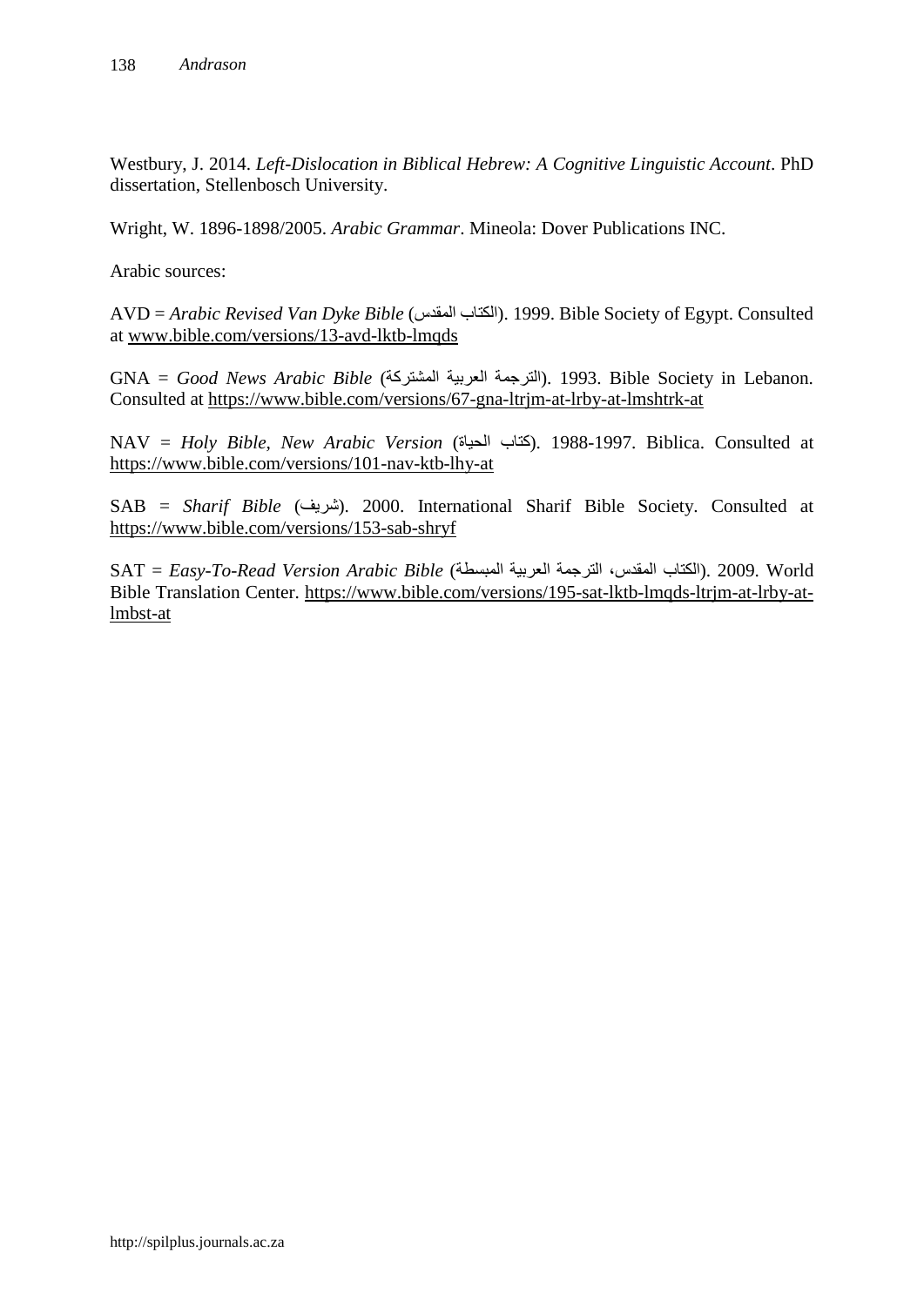Westbury, J. 2014. *Left-Dislocation in Biblical Hebrew: A Cognitive Linguistic Account*. PhD dissertation, Stellenbosch University.

Wright, W. 1896-1898/2005. *Arabic Grammar*. Mineola: Dover Publications INC.

Arabic sources:

AVD = *Arabic Revised Van Dyke Bible* (الكتاب المقدس). 1999. Bible Society of Egypt. Consulted at www.bible.com/versions/13-avd-lktb-lmqds

GNA = *Good News Arabic Bible* (الترجمة العربية المشتركة). 1993. Bible Society in Lebanon. Consulted at https://www.bible.com/versions/67-gna-ltrjm-at-lrby-at-lmshtrk-at

NAV = *Holy Bible, New Arabic Version* (كتاب الحياة). 1988-1997. Biblica. Consulted at https://www.bible.com/versions/101-nav-ktb-lhy-at

SAB = *Sharif Bible* (شريف). 2000. International Sharif Bible Society. Consulted at https://www.bible.com/versions/153-sab-shryf

SAT = *Easy-To-Read Version Arabic Bible* (الكتاب المقدس، الترجمة العربية المبسطة). 2009. World Bible Translation Center. https://www.bible.com/versions/195-sat-lktb-lmqds-ltrjm-at-lrby-at-lmbst-at